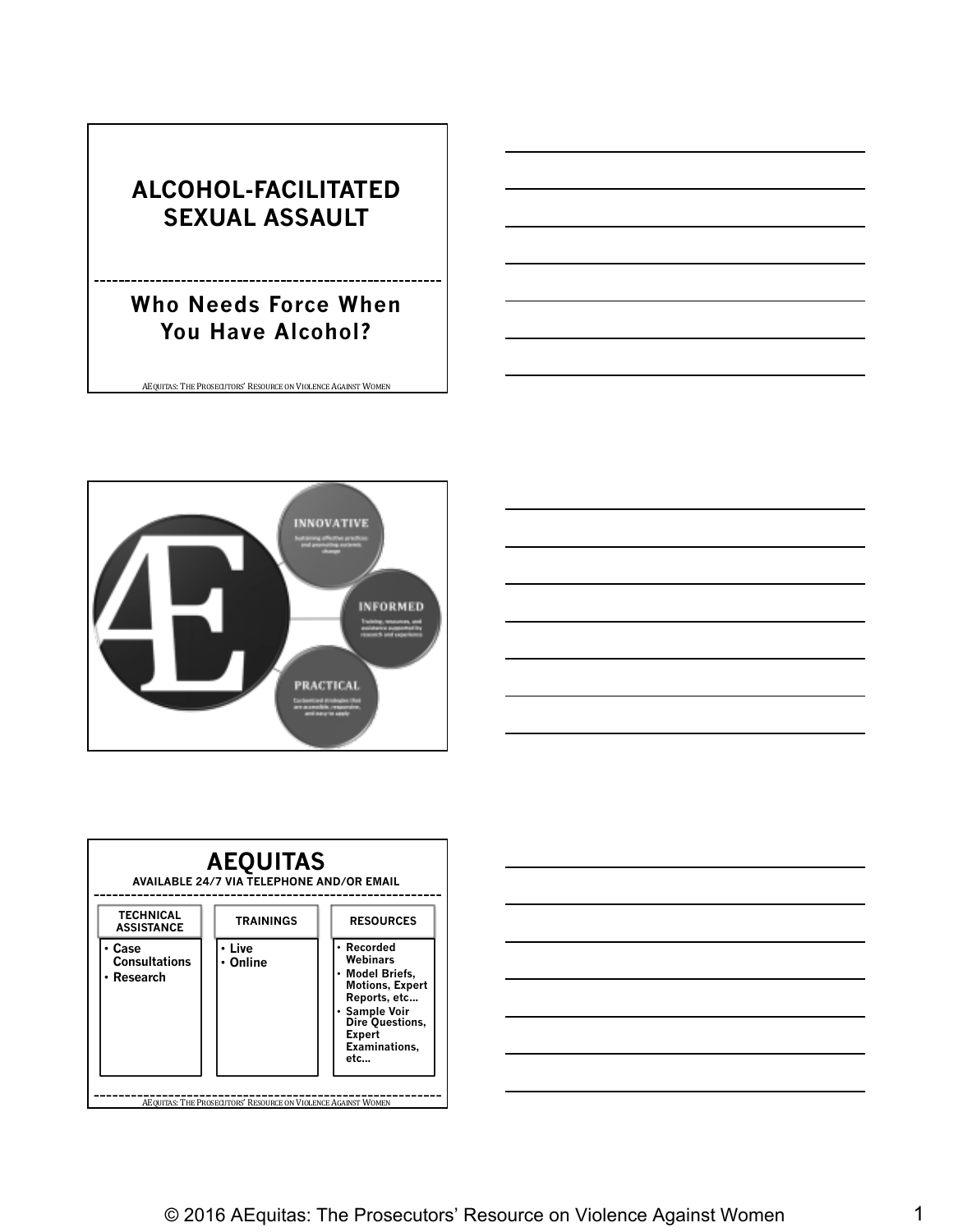# ALCOHOL-FACILITATED SEXUAL ASSAULT

## Who Needs Force When You Have Alcohol?

AEQUITAS: THE PROSECUTORS' RESOURCE ON VIOLENCE AGAINST WOMEN

**INNOVATIVE**
Sustaining effective practices and promoting systemic change

**INFORMED**
Training, resources, and assistance supported by research and experience

**PRACTICAL**
Customized strategies that are accessible, responsive, and easy to apply

## AEQUITAS

**AVAILABLE 24/7 VIA TELEPHONE AND/OR EMAIL**

| TECHNICAL ASSISTANCE | TRAININGS | RESOURCES |
| --- | --- | --- |
| • Case Consultations<br>• Research | • Live<br>• Online | • Recorded Webinars<br>• Model Briefs, Motions, Expert Reports, etc…<br>• Sample Voir Dire Questions, Expert Examinations, etc… |

AEQUITAS: THE PROSECUTORS' RESOURCE ON VIOLENCE AGAINST WOMEN

© 2016 AEquitas: The Prosecutors' Resource on Violence Against Women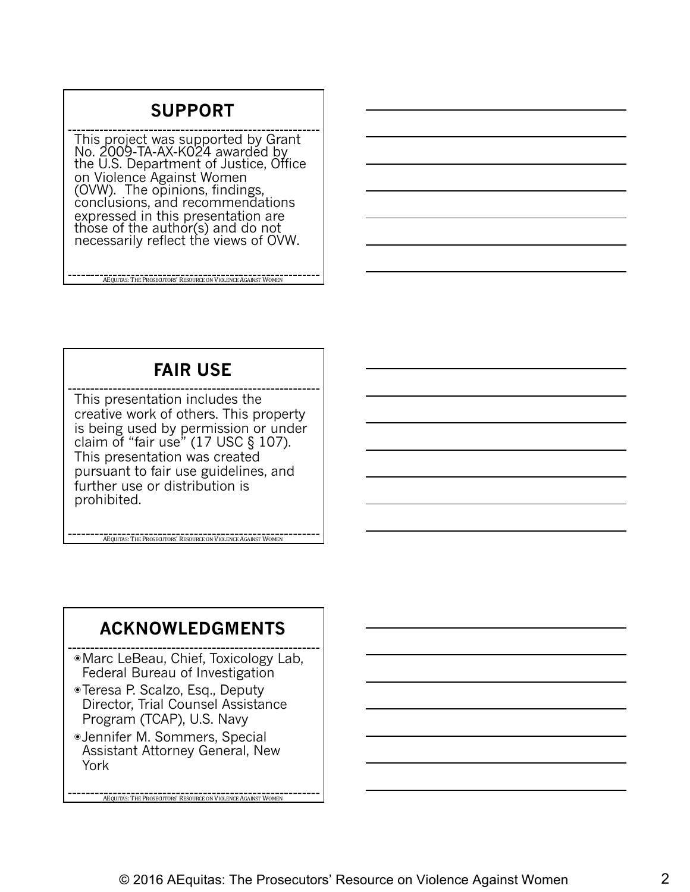## SUPPORT

This project was supported by Grant No. 2009-TA-AX-K024 awarded by the U.S. Department of Justice, Office on Violence Against Women (OVW). The opinions, findings, conclusions, and recommendations expressed in this presentation are those of the author(s) and do not necessarily reflect the views of OVW.

## FAIR USE

This presentation includes the creative work of others. This property is being used by permission or under claim of "fair use" (17 USC § 107). This presentation was created pursuant to fair use guidelines, and further use or distribution is prohibited.

## ACKNOWLEDGMENTS

- Marc LeBeau, Chief, Toxicology Lab, Federal Bureau of Investigation
- Teresa P. Scalzo, Esq., Deputy Director, Trial Counsel Assistance Program (TCAP), U.S. Navy
- Jennifer M. Sommers, Special Assistant Attorney General, New York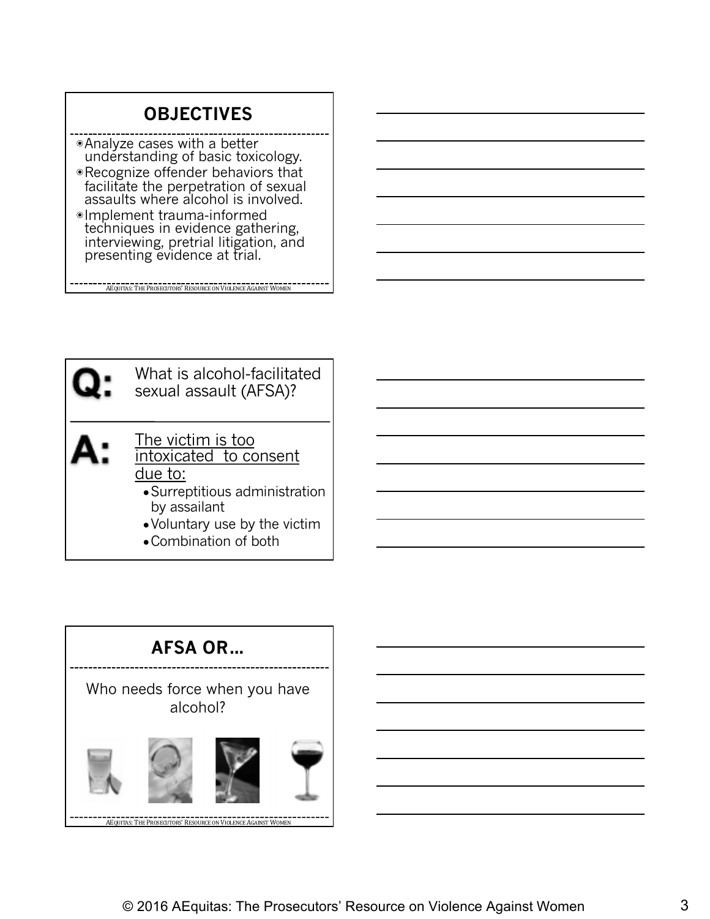## OBJECTIVES

- Analyze cases with a better understanding of basic toxicology.
- Recognize offender behaviors that facilitate the perpetration of sexual assaults where alcohol is involved.
- Implement trauma-informed techniques in evidence gathering, interviewing, pretrial litigation, and presenting evidence at trial.

AEQUITAS: THE PROSECUTORS' RESOURCE ON VIOLENCE AGAINST WOMEN

**Q:** What is alcohol-facilitated sexual assault (AFSA)?

**A:** The victim is too intoxicated to consent due to:

- Surreptitious administration by assailant
- Voluntary use by the victim
- Combination of both

## AFSA OR…

Who needs force when you have alcohol?

AEQUITAS: THE PROSECUTORS' RESOURCE ON VIOLENCE AGAINST WOMEN

© 2016 AEquitas: The Prosecutors' Resource on Violence Against Women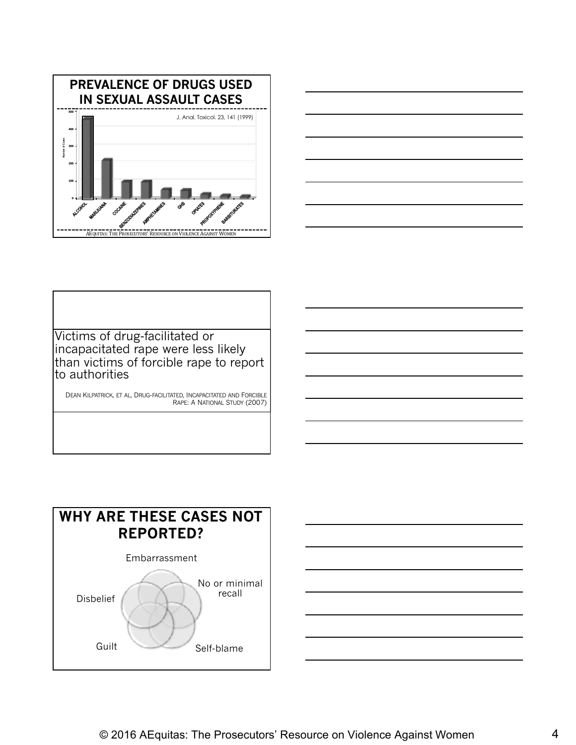## PREVALENCE OF DRUGS USED IN SEXUAL ASSAULT CASES

J. Anal. Toxicol. 23, 141 (1999)

Number of Cases

500
400
300
200
100
0

ALCOHOL, MARIJUANA, COCAINE, BENZODIAZEPINES, AMPHETAMINES, GHB, OPIATES, PROPOXYPHENE, BARBITURATES

AEQUITAS: THE PROSECUTORS' RESOURCE ON VIOLENCE AGAINST WOMEN

Victims of drug-facilitated or incapacitated rape were less likely than victims of forcible rape to report to authorities

DEAN KILPATRICK, ET AL, DRUG-FACILITATED, INCAPACITATED AND FORCIBLE RAPE: A NATIONAL STUDY (2007)

## WHY ARE THESE CASES NOT REPORTED?

- Embarrassment
- No or minimal recall
- Self-blame
- Guilt
- Disbelief

© 2016 AEquitas: The Prosecutors' Resource on Violence Against Women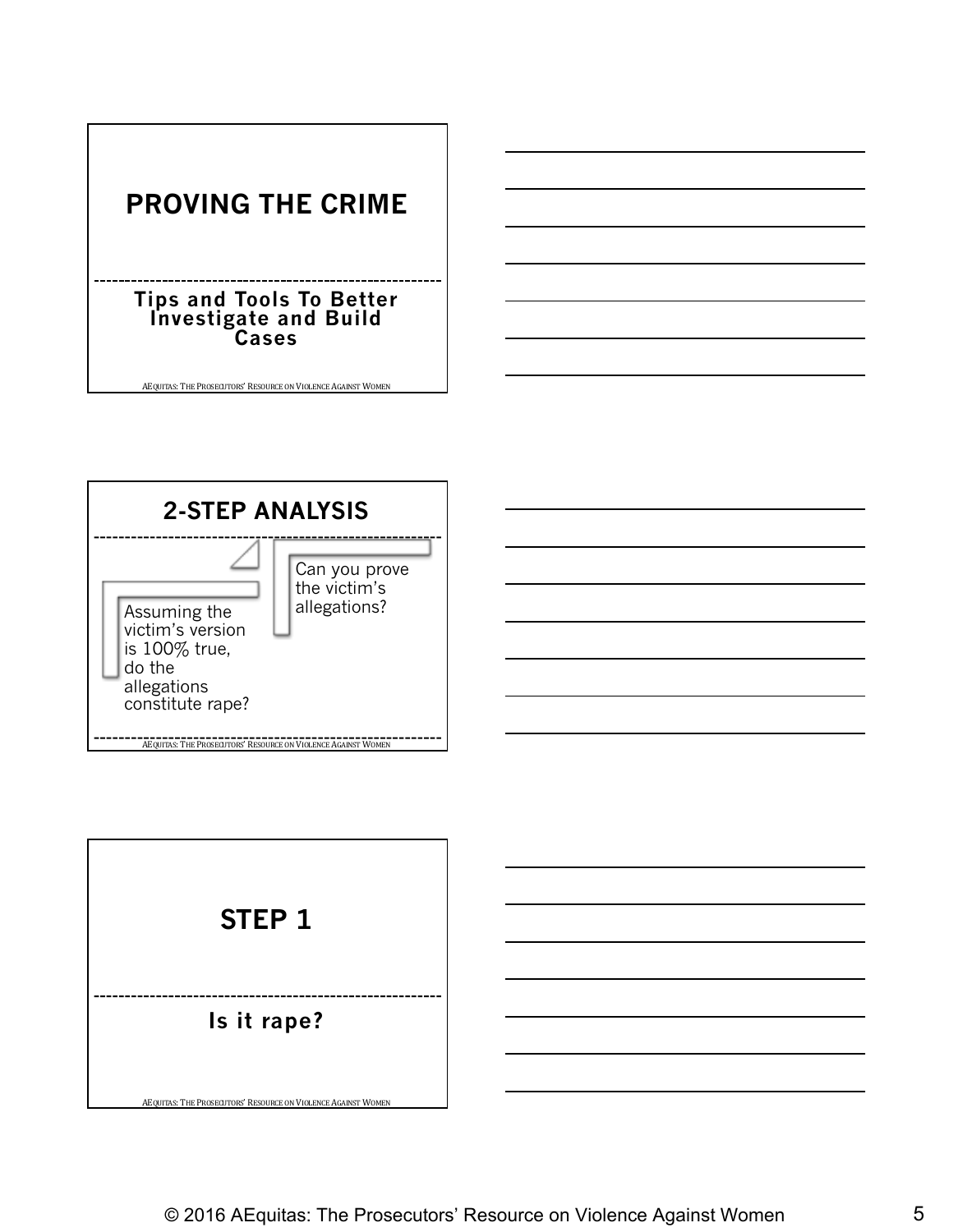## PROVING THE CRIME

**Tips and Tools To Better Investigate and Build Cases**

AEQUITAS: THE PROSECUTORS' RESOURCE ON VIOLENCE AGAINST WOMEN

## 2-STEP ANALYSIS

- Assuming the victim's version is 100% true, do the allegations constitute rape?
- Can you prove the victim's allegations?

AEQUITAS: THE PROSECUTORS' RESOURCE ON VIOLENCE AGAINST WOMEN

## STEP 1

**Is it rape?**

AEQUITAS: THE PROSECUTORS' RESOURCE ON VIOLENCE AGAINST WOMEN

© 2016 AEquitas: The Prosecutors' Resource on Violence Against Women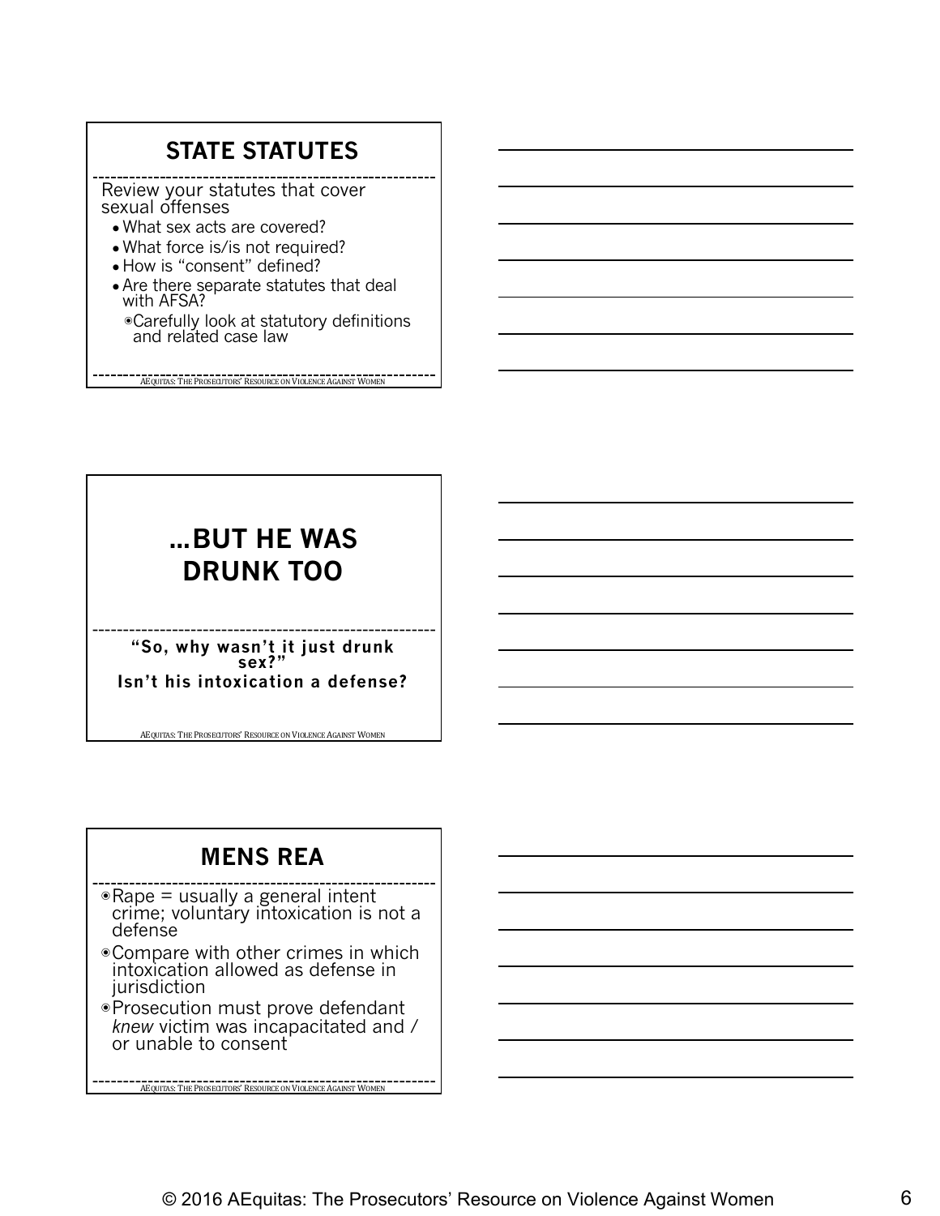## STATE STATUTES

Review your statutes that cover sexual offenses

- What sex acts are covered?
- What force is/is not required?
- How is "consent" defined?
- Are there separate statutes that deal with AFSA?
  - Carefully look at statutory definitions and related case law

AEQUITAS: THE PROSECUTORS' RESOURCE ON VIOLENCE AGAINST WOMEN

## …BUT HE WAS DRUNK TOO

**"So, why wasn't it just drunk sex?"**

**Isn't his intoxication a defense?**

AEQUITAS: THE PROSECUTORS' RESOURCE ON VIOLENCE AGAINST WOMEN

## MENS REA

- Rape = usually a general intent crime; voluntary intoxication is not a defense
- Compare with other crimes in which intoxication allowed as defense in jurisdiction
- Prosecution must prove defendant *knew* victim was incapacitated and / or unable to consent

AEQUITAS: THE PROSECUTORS' RESOURCE ON VIOLENCE AGAINST WOMEN

© 2016 AEquitas: The Prosecutors' Resource on Violence Against Women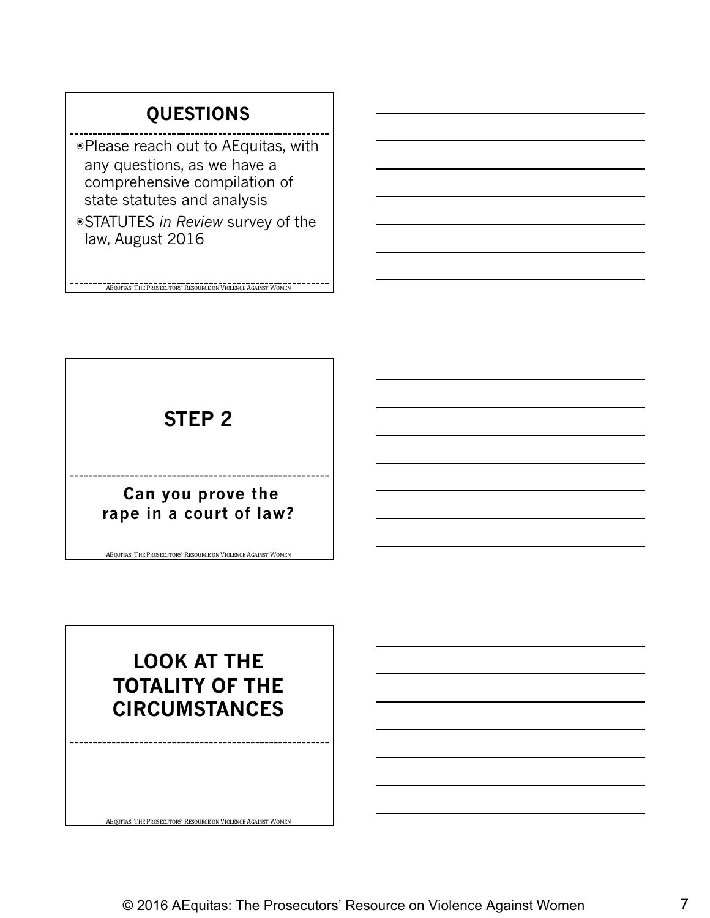## QUESTIONS

- Please reach out to AEquitas, with any questions, as we have a comprehensive compilation of state statutes and analysis
- STATUTES *in Review* survey of the law, August 2016

AEQUITAS: THE PROSECUTORS' RESOURCE ON VIOLENCE AGAINST WOMEN

## STEP 2

**Can you prove the rape in a court of law?**

AEQUITAS: THE PROSECUTORS' RESOURCE ON VIOLENCE AGAINST WOMEN

## LOOK AT THE TOTALITY OF THE CIRCUMSTANCES

AEQUITAS: THE PROSECUTORS' RESOURCE ON VIOLENCE AGAINST WOMEN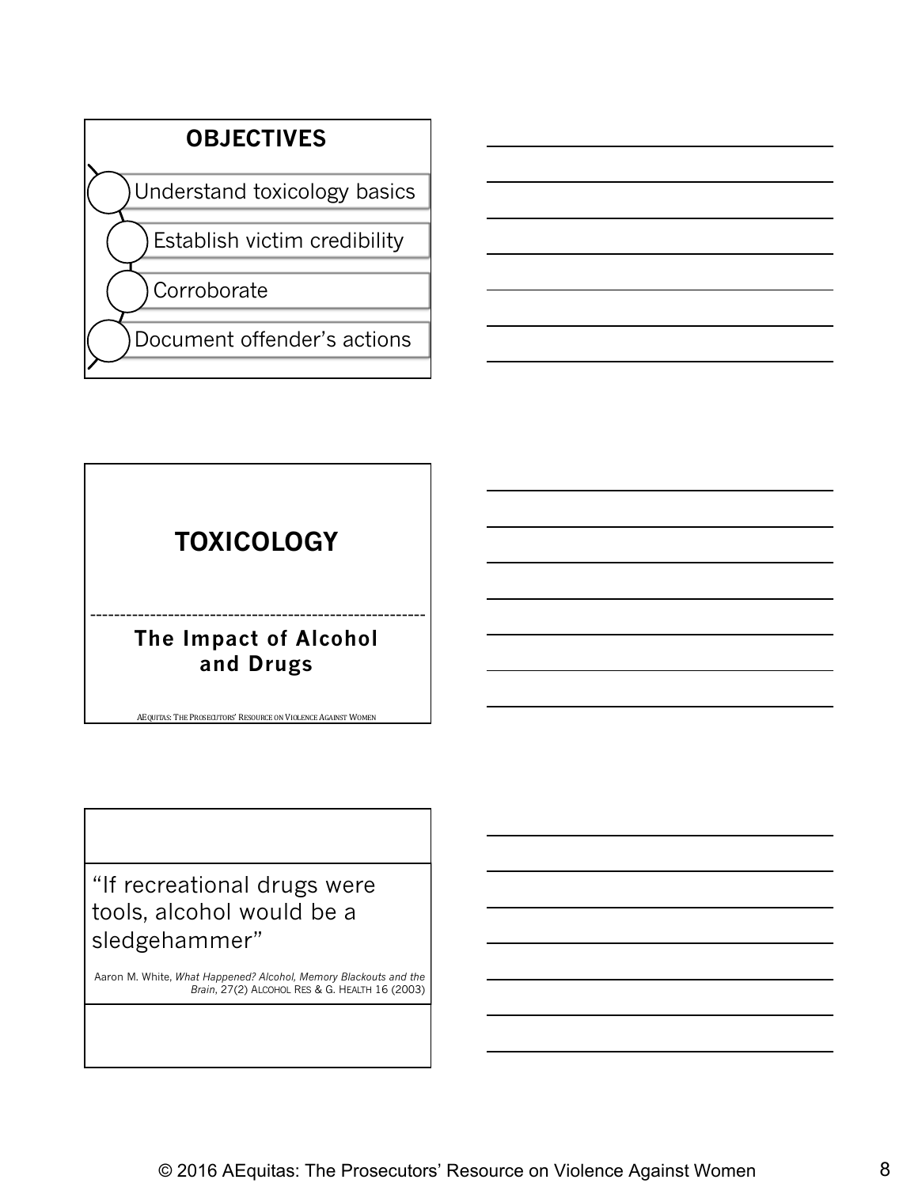## OBJECTIVES

- Understand toxicology basics
- Establish victim credibility
- Corroborate
- Document offender's actions

## TOXICOLOGY

### The Impact of Alcohol and Drugs

AEQUITAS: THE PROSECUTORS' RESOURCE ON VIOLENCE AGAINST WOMEN

"If recreational drugs were tools, alcohol would be a sledgehammer"

Aaron M. White, *What Happened? Alcohol, Memory Blackouts and the Brain*, 27(2) ALCOHOL RES & G. HEALTH 16 (2003)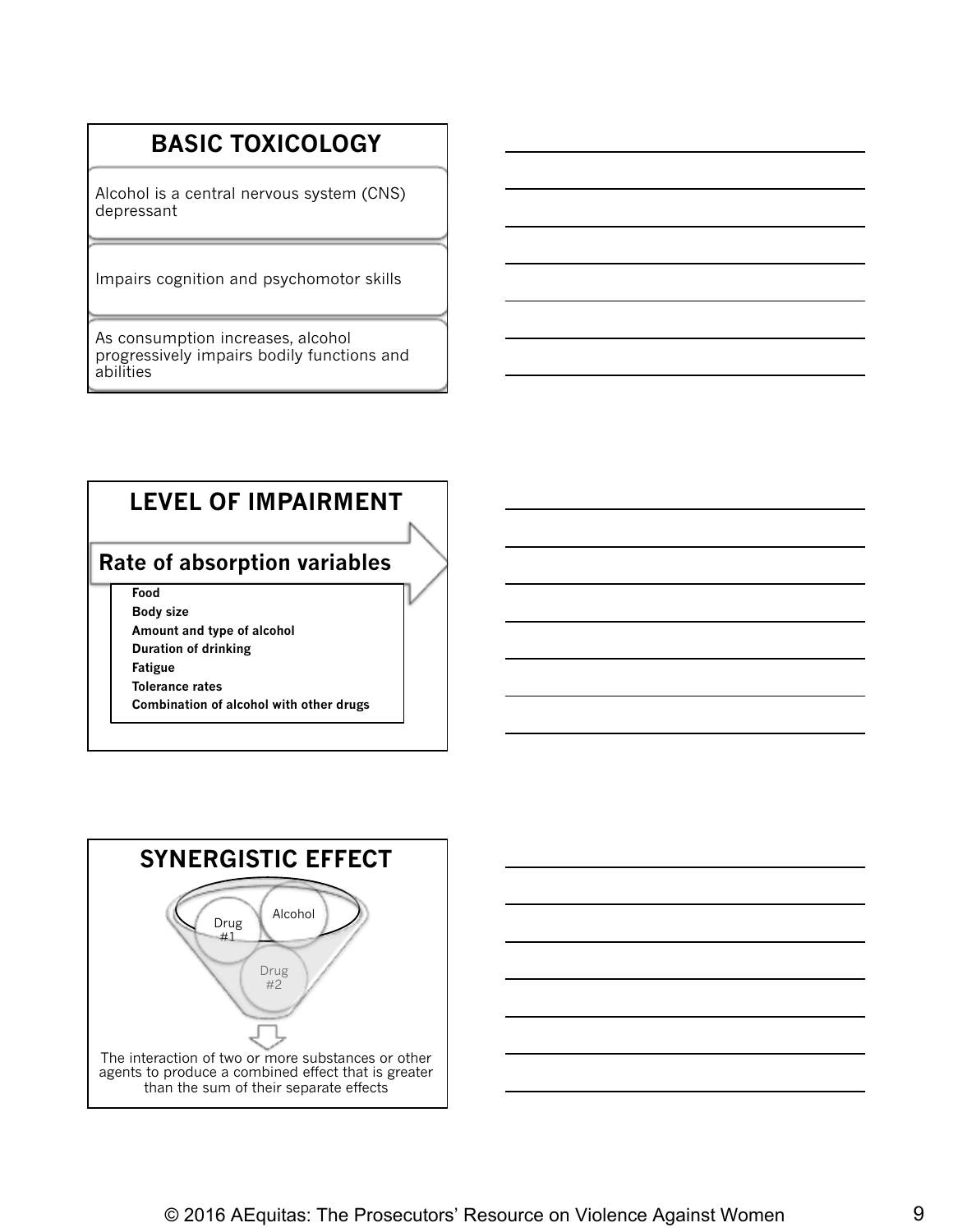## BASIC TOXICOLOGY

Alcohol is a central nervous system (CNS) depressant

Impairs cognition and psychomotor skills

As consumption increases, alcohol progressively impairs bodily functions and abilities

## LEVEL OF IMPAIRMENT

**Rate of absorption variables**

- **Food**
- **Body size**
- **Amount and type of alcohol**
- **Duration of drinking**
- **Fatigue**
- **Tolerance rates**
- **Combination of alcohol with other drugs**

## SYNERGISTIC EFFECT

Drug #1

Alcohol

Drug #2

The interaction of two or more substances or other agents to produce a combined effect that is greater than the sum of their separate effects

© 2016 AEquitas: The Prosecutors' Resource on Violence Against Women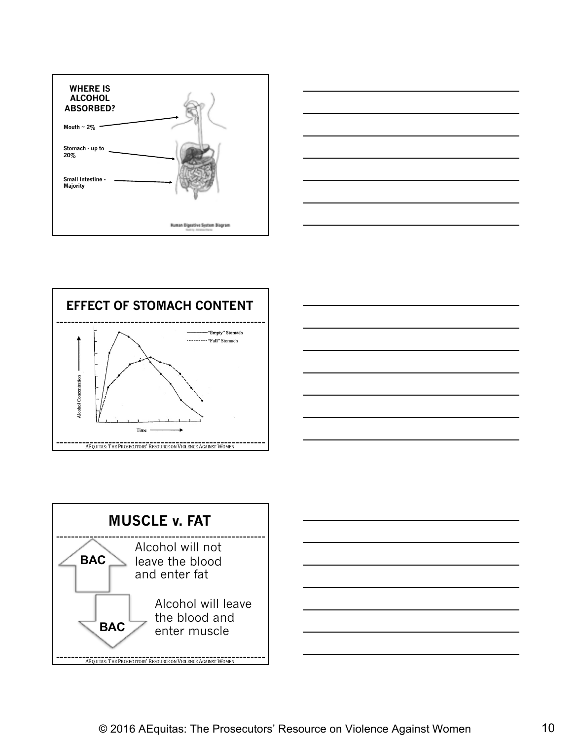## WHERE IS ALCOHOL ABSORBED?

- Mouth ~ 2%
- Stomach - up to 20%
- Small Intestine - Majority

Human Digestive System Diagram

## EFFECT OF STOMACH CONTENT

"Empty" Stomach
"Full" Stomach

Alcohol Concentration

Time

AEQUITAS: THE PROSECUTORS' RESOURCE ON VIOLENCE AGAINST WOMEN

## MUSCLE v. FAT

BAC ↑ Alcohol will not leave the blood and enter fat

BAC ↓ Alcohol will leave the blood and enter muscle

AEQUITAS: THE PROSECUTORS' RESOURCE ON VIOLENCE AGAINST WOMEN

© 2016 AEquitas: The Prosecutors' Resource on Violence Against Women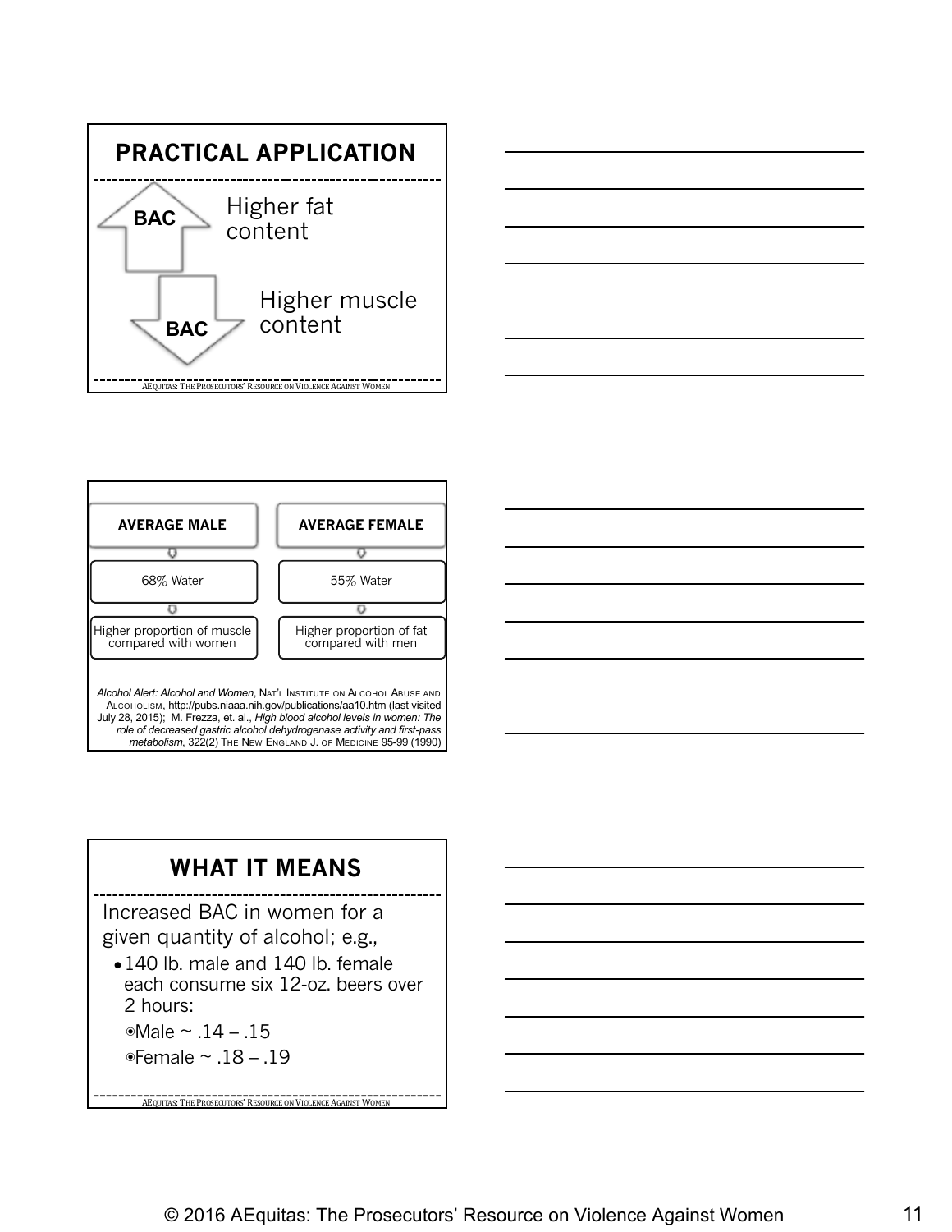## PRACTICAL APPLICATION

- BAC (up): Higher fat content
- BAC (down): Higher muscle content

AEQUITAS: THE PROSECUTORS' RESOURCE ON VIOLENCE AGAINST WOMEN

| AVERAGE MALE | AVERAGE FEMALE |
| --- | --- |
| 68% Water | 55% Water |
| Higher proportion of muscle compared with women | Higher proportion of fat compared with men |

*Alcohol Alert: Alcohol and Women*, NAT'L INSTITUTE ON ALCOHOL ABUSE AND ALCOHOLISM, http://pubs.niaaa.nih.gov/publications/aa10.htm (last visited July 28, 2015); M. Frezza, et. al., *High blood alcohol levels in women: The role of decreased gastric alcohol dehydrogenase activity and first-pass metabolism*, 322(2) THE NEW ENGLAND J. OF MEDICINE 95-99 (1990)

## WHAT IT MEANS

Increased BAC in women for a given quantity of alcohol; e.g.,

- 140 lb. male and 140 lb. female each consume six 12-oz. beers over 2 hours:
  - Male ~ .14 – .15
  - Female ~ .18 – .19

AEQUITAS: THE PROSECUTORS' RESOURCE ON VIOLENCE AGAINST WOMEN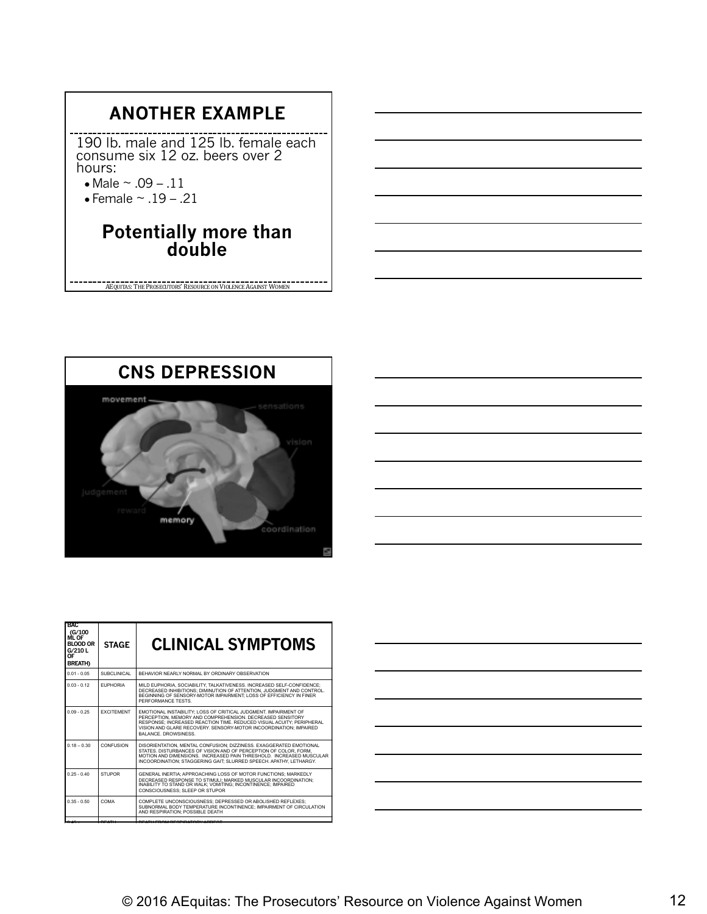## ANOTHER EXAMPLE

190 lb. male and 125 lb. female each consume six 12 oz. beers over 2 hours:

- Male ~ .09 – .11
- Female ~ .19 – .21

**Potentially more than double**

AEQUITAS: THE PROSECUTORS' RESOURCE ON VIOLENCE AGAINST WOMEN

## CNS DEPRESSION

movement, sensations, vision, judgement, reward, memory, coordination

| BAC (G/100 ML OF BLOOD OR G/210 L OF BREATH) | STAGE | CLINICAL SYMPTOMS |
| --- | --- | --- |
| 0.01 - 0.05 | SUBCLINICAL | BEHAVIOR NEARLY NORMAL BY ORDINARY OBSERVATION |
| 0.03 - 0.12 | EUPHORIA | MILD EUPHORIA, SOCIABILITY, TALKATIVENESS. INCREASED SELF-CONFIDENCE; DECREASED INHIBITIONS; DIMINUTION OF ATTENTION, JUDGMENT AND CONTROL. BEGINNING OF SENSORY-MOTOR IMPAIRMENT; LOSS OF EFFICIENCY IN FINER PERFORMANCE TESTS. |
| 0.09 - 0.25 | EXCITEMENT | EMOTIONAL INSTABILITY; LOSS OF CRITICAL JUDGMENT. IMPAIRMENT OF PERCEPTION, MEMORY AND COMPREHENSION. DECREASED SENSITORY RESPONSE; INCREASED REACTION TIME. REDUCED VISUAL ACUITY; PERIPHERAL VISION AND GLARE RECOVERY. SENSORY-MOTOR INCOORDINATION; IMPAIRED BALANCE. DROWSINESS. |
| 0.18 – 0.30 | CONFUSION | DISORIENTATION, MENTAL CONFUSION; DIZZINESS. EXAGGERATED EMOTIONAL STATES. DISTURBANCES OF VISION AND OF PERCEPTION OF COLOR, FORM, MOTION AND DIMENSIONS. INCREASED PAIN THRESHOLD. INCREASED MUSCULAR INCOORDINATION; STAGGERING GAIT; SLURRED SPEECH. APATHY, LETHARGY. |
| 0.25 - 0.40 | STUPOR | GENERAL INERTIA; APPROACHING LOSS OF MOTOR FUNCTIONS; MARKEDLY DECREASED RESPONSE TO STIMULI; MARKED MUSCULAR INCOORDINATION; INABILITY TO STAND OR WALK; VOMITING; INCONTINENCE; IMPAIRED CONSCIOUSNESS; SLEEP OR STUPOR |
| 0.35 - 0.50 | COMA | COMPLETE UNCONSCIOUSNESS; DEPRESSED OR ABOLISHED REFLEXES; SUBNORMAL BODY TEMPERATURE INCONTINENCE; IMPAIRMENT OF CIRCULATION AND RESPIRATION; POSSIBLE DEATH |
| 0.45 + | DEATH | DEATH FROM RESPIRATORY ARREST |

© 2016 AEquitas: The Prosecutors' Resource on Violence Against Women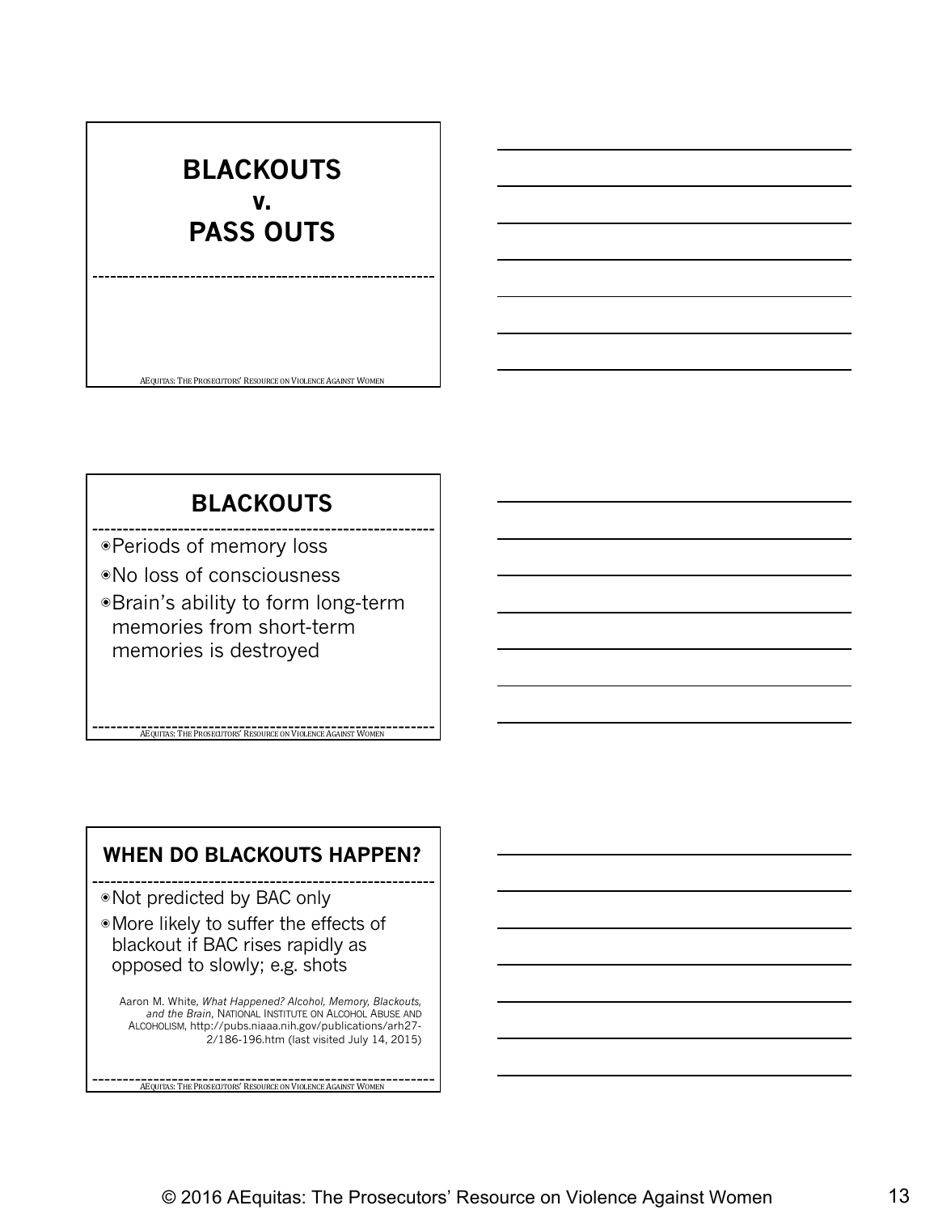## BLACKOUTS v. PASS OUTS

## BLACKOUTS

- Periods of memory loss
- No loss of consciousness
- Brain's ability to form long-term memories from short-term memories is destroyed

## WHEN DO BLACKOUTS HAPPEN?

- Not predicted by BAC only
- More likely to suffer the effects of blackout if BAC rises rapidly as opposed to slowly; e.g. shots

Aaron M. White, *What Happened? Alcohol, Memory, Blackouts, and the Brain*, NATIONAL INSTITUTE ON ALCOHOL ABUSE AND ALCOHOLISM, http://pubs.niaaa.nih.gov/publications/arh27-2/186-196.htm (last visited July 14, 2015)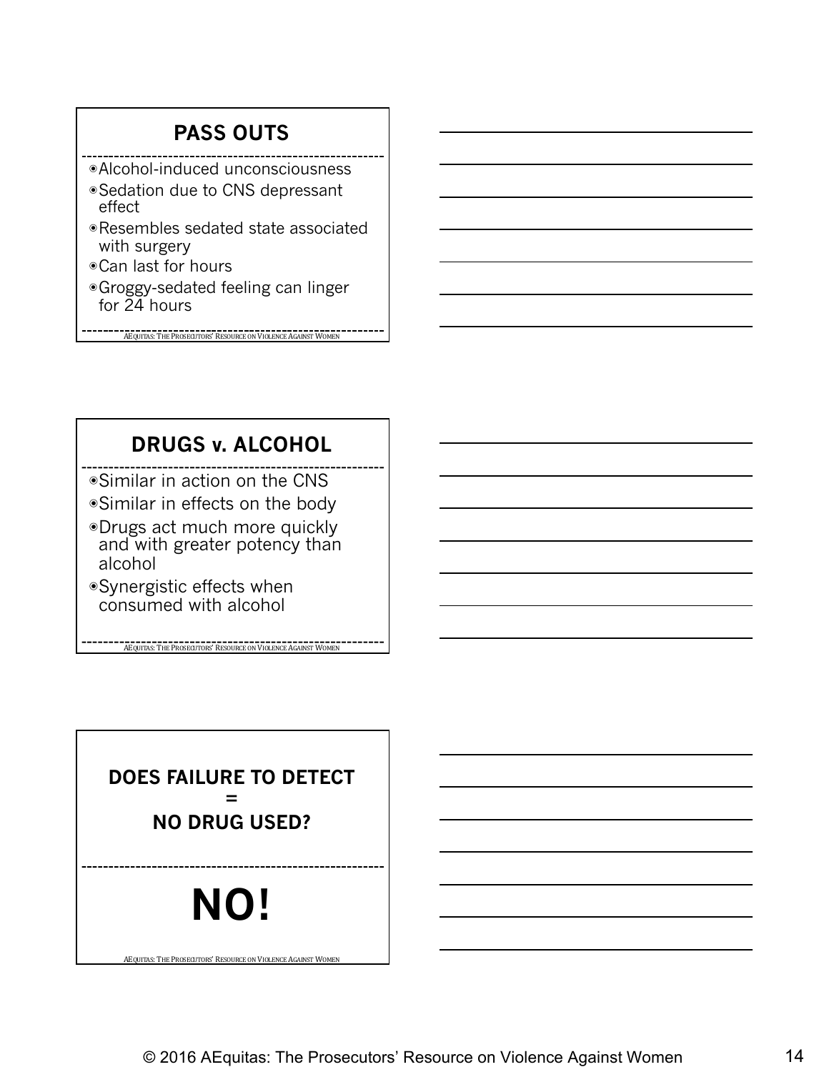## PASS OUTS

- Alcohol-induced unconsciousness
- Sedation due to CNS depressant effect
- Resembles sedated state associated with surgery
- Can last for hours
- Groggy-sedated feeling can linger for 24 hours

AEQUITAS: THE PROSECUTORS' RESOURCE ON VIOLENCE AGAINST WOMEN

## DRUGS v. ALCOHOL

- Similar in action on the CNS
- Similar in effects on the body
- Drugs act much more quickly and with greater potency than alcohol
- Synergistic effects when consumed with alcohol

AEQUITAS: THE PROSECUTORS' RESOURCE ON VIOLENCE AGAINST WOMEN

## DOES FAILURE TO DETECT = NO DRUG USED?

# NO!

AEQUITAS: THE PROSECUTORS' RESOURCE ON VIOLENCE AGAINST WOMEN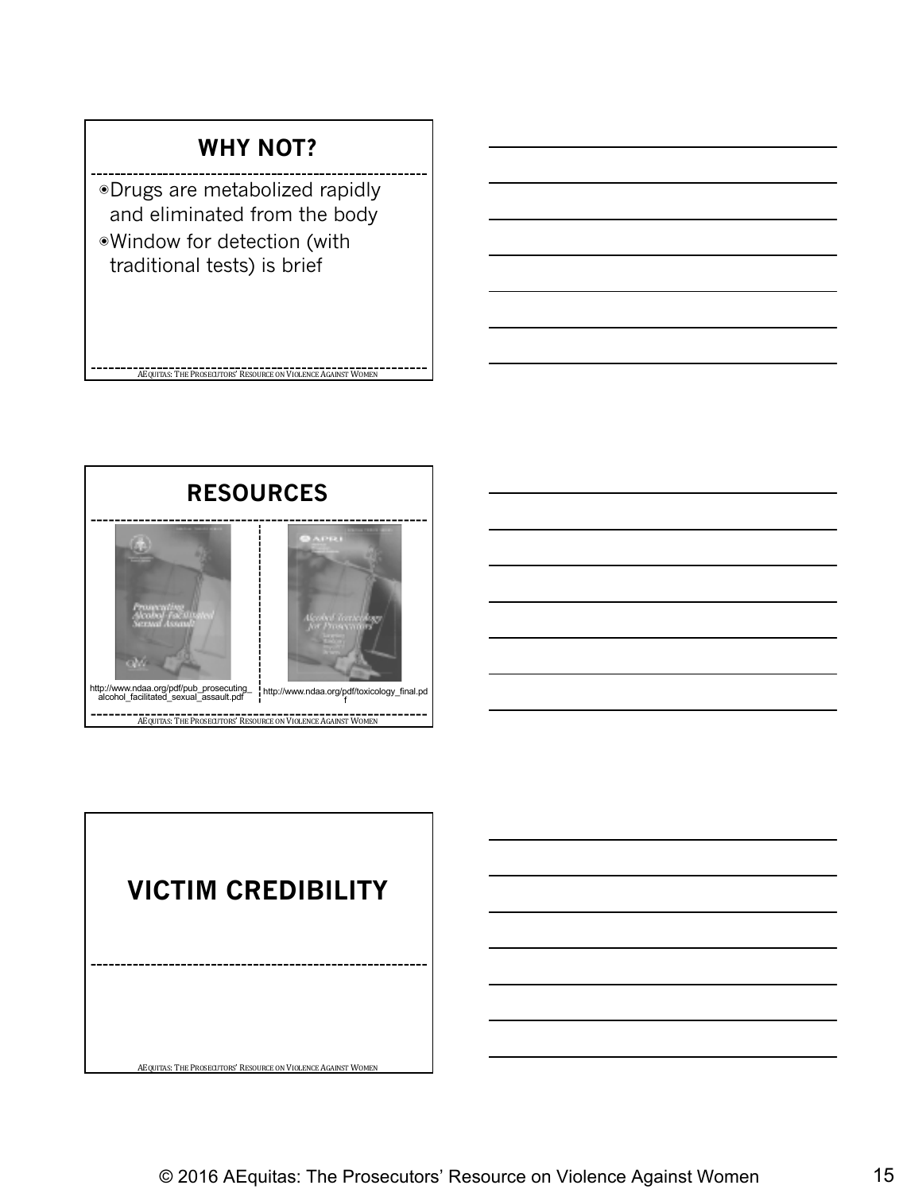## WHY NOT?

- Drugs are metabolized rapidly and eliminated from the body
- Window for detection (with traditional tests) is brief

AEQUITAS: THE PROSECUTORS' RESOURCE ON VIOLENCE AGAINST WOMEN

## RESOURCES

Prosecuting Alcohol-Facilitated Sexual Assault

http://www.ndaa.org/pdf/pub_prosecuting_alcohol_facilitated_sexual_assault.pdf

Alcohol Toxicology for Prosecutors

http://www.ndaa.org/pdf/toxicology_final.pdf

AEQUITAS: THE PROSECUTORS' RESOURCE ON VIOLENCE AGAINST WOMEN

## VICTIM CREDIBILITY

AEQUITAS: THE PROSECUTORS' RESOURCE ON VIOLENCE AGAINST WOMEN

© 2016 AEquitas: The Prosecutors' Resource on Violence Against Women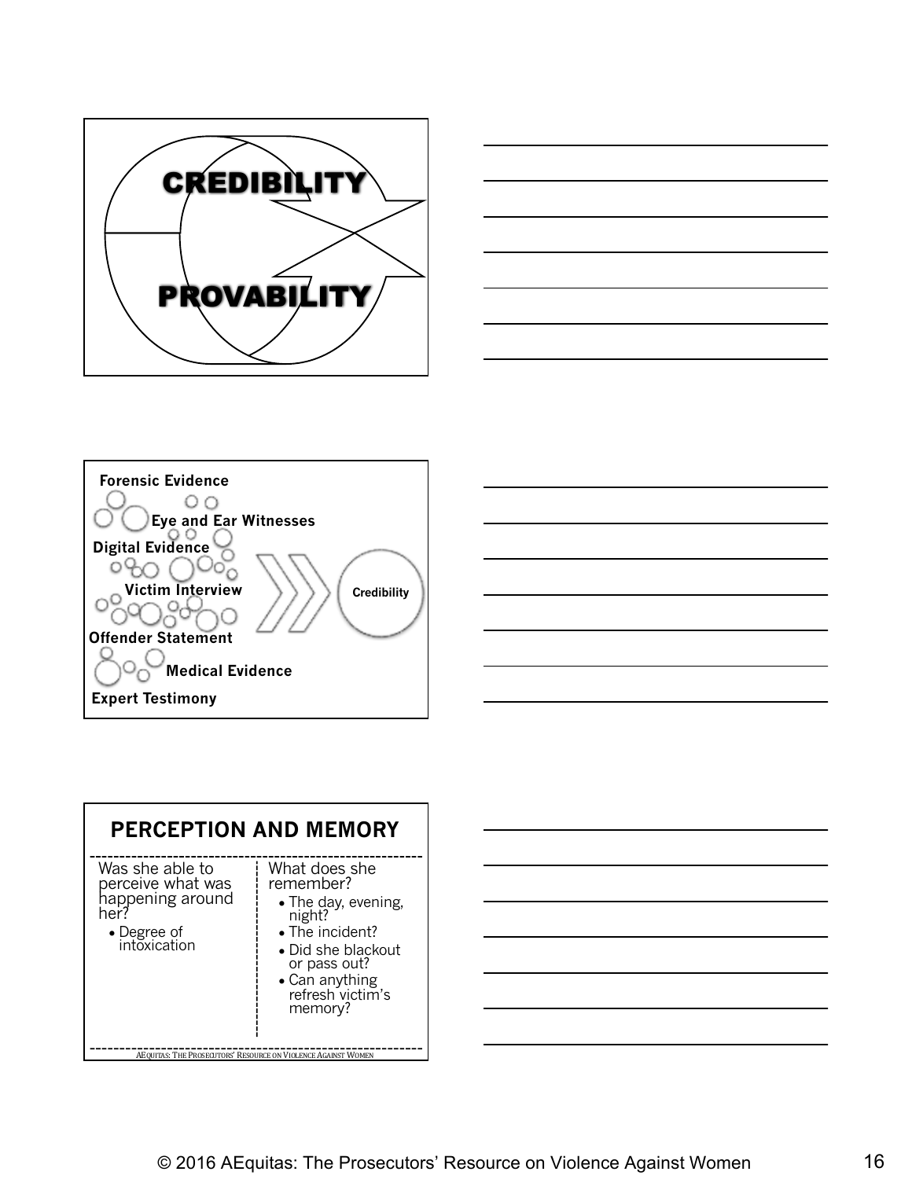CREDIBILITY

PROVABILITY

Forensic Evidence

Eye and Ear Witnesses

Digital Evidence

Victim Interview

Offender Statement

Medical Evidence

Expert Testimony

Credibility

## PERCEPTION AND MEMORY

| Was she able to perceive what was happening around her? | What does she remember? |
|---|---|
| • Degree of intoxication | • The day, evening, night?<br>• The incident?<br>• Did she blackout or pass out?<br>• Can anything refresh victim's memory? |

AEQUITAS: THE PROSECUTORS' RESOURCE ON VIOLENCE AGAINST WOMEN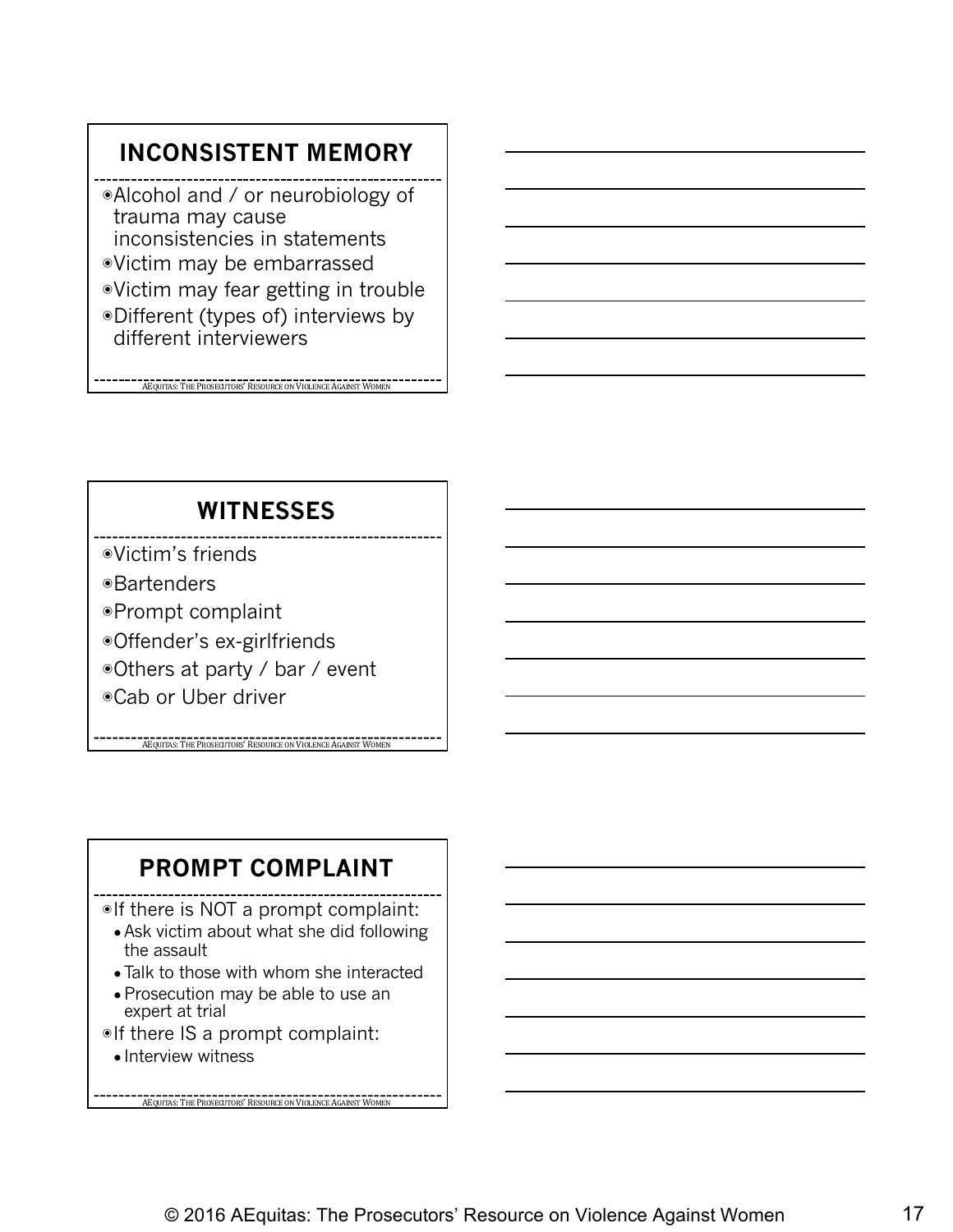## INCONSISTENT MEMORY

- Alcohol and / or neurobiology of trauma may cause inconsistencies in statements
- Victim may be embarrassed
- Victim may fear getting in trouble
- Different (types of) interviews by different interviewers

AEQUITAS: THE PROSECUTORS' RESOURCE ON VIOLENCE AGAINST WOMEN

## WITNESSES

- Victim's friends
- Bartenders
- Prompt complaint
- Offender's ex-girlfriends
- Others at party / bar / event
- Cab or Uber driver

AEQUITAS: THE PROSECUTORS' RESOURCE ON VIOLENCE AGAINST WOMEN

## PROMPT COMPLAINT

- If there is NOT a prompt complaint:
  - Ask victim about what she did following the assault
  - Talk to those with whom she interacted
  - Prosecution may be able to use an expert at trial
- If there IS a prompt complaint:
  - Interview witness

AEQUITAS: THE PROSECUTORS' RESOURCE ON VIOLENCE AGAINST WOMEN

© 2016 AEquitas: The Prosecutors' Resource on Violence Against Women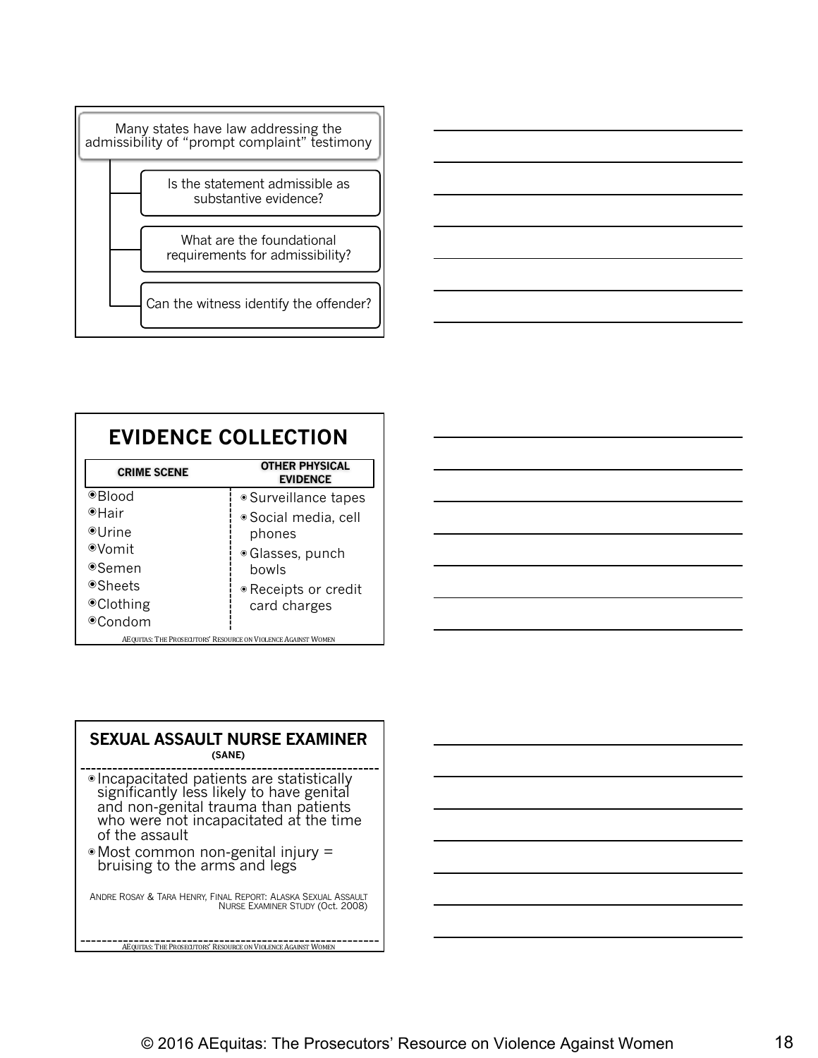Many states have law addressing the admissibility of "prompt complaint" testimony

- Is the statement admissible as substantive evidence?
- What are the foundational requirements for admissibility?
- Can the witness identify the offender?

## EVIDENCE COLLECTION

| CRIME SCENE | OTHER PHYSICAL EVIDENCE |
|---|---|
| Blood | Surveillance tapes |
| Hair | Social media, cell phones |
| Urine | Glasses, punch bowls |
| Vomit | Receipts or credit card charges |
| Semen | |
| Sheets | |
| Clothing | |
| Condom | |

AEquitas: The Prosecutors' Resource on Violence Against Women

## SEXUAL ASSAULT NURSE EXAMINER (SANE)

- Incapacitated patients are statistically significantly less likely to have genital and non-genital trauma than patients who were not incapacitated at the time of the assault
- Most common non-genital injury = bruising to the arms and legs

Andre Rosay & Tara Henry, Final Report: Alaska Sexual Assault Nurse Examiner Study (Oct. 2008)

AEquitas: The Prosecutors' Resource on Violence Against Women

© 2016 AEquitas: The Prosecutors' Resource on Violence Against Women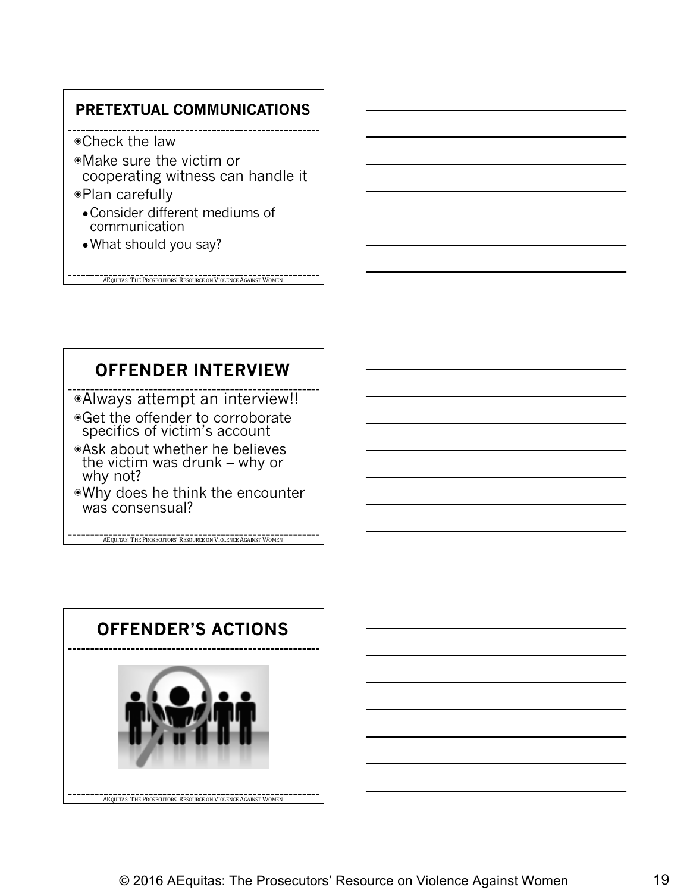## PRETEXTUAL COMMUNICATIONS

- Check the law
- Make sure the victim or cooperating witness can handle it
- Plan carefully
  - Consider different mediums of communication
  - What should you say?

AEQUITAS: THE PROSECUTORS' RESOURCE ON VIOLENCE AGAINST WOMEN

## OFFENDER INTERVIEW

- Always attempt an interview!!
- Get the offender to corroborate specifics of victim's account
- Ask about whether he believes the victim was drunk – why or why not?
- Why does he think the encounter was consensual?

AEQUITAS: THE PROSECUTORS' RESOURCE ON VIOLENCE AGAINST WOMEN

## OFFENDER'S ACTIONS

AEQUITAS: THE PROSECUTORS' RESOURCE ON VIOLENCE AGAINST WOMEN

© 2016 AEquitas: The Prosecutors' Resource on Violence Against Women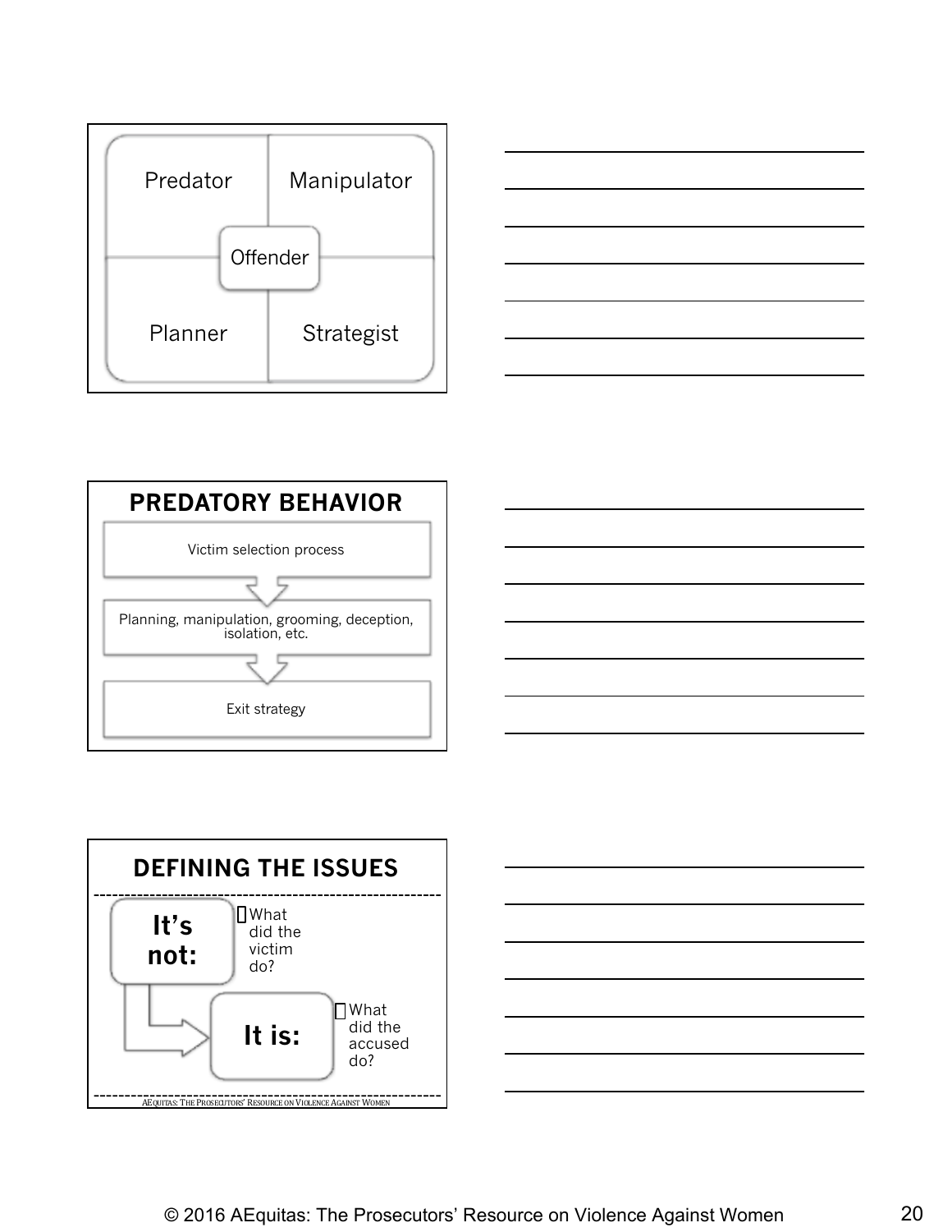Predator

Manipulator

Offender

Planner

Strategist

## PREDATORY BEHAVIOR

Victim selection process

Planning, manipulation, grooming, deception, isolation, etc.

Exit strategy

## DEFINING THE ISSUES

**It's not:**

- What did the victim do?

**It is:**

- What did the accused do?

AEQUITAS: THE PROSECUTORS' RESOURCE ON VIOLENCE AGAINST WOMEN

© 2016 AEquitas: The Prosecutors' Resource on Violence Against Women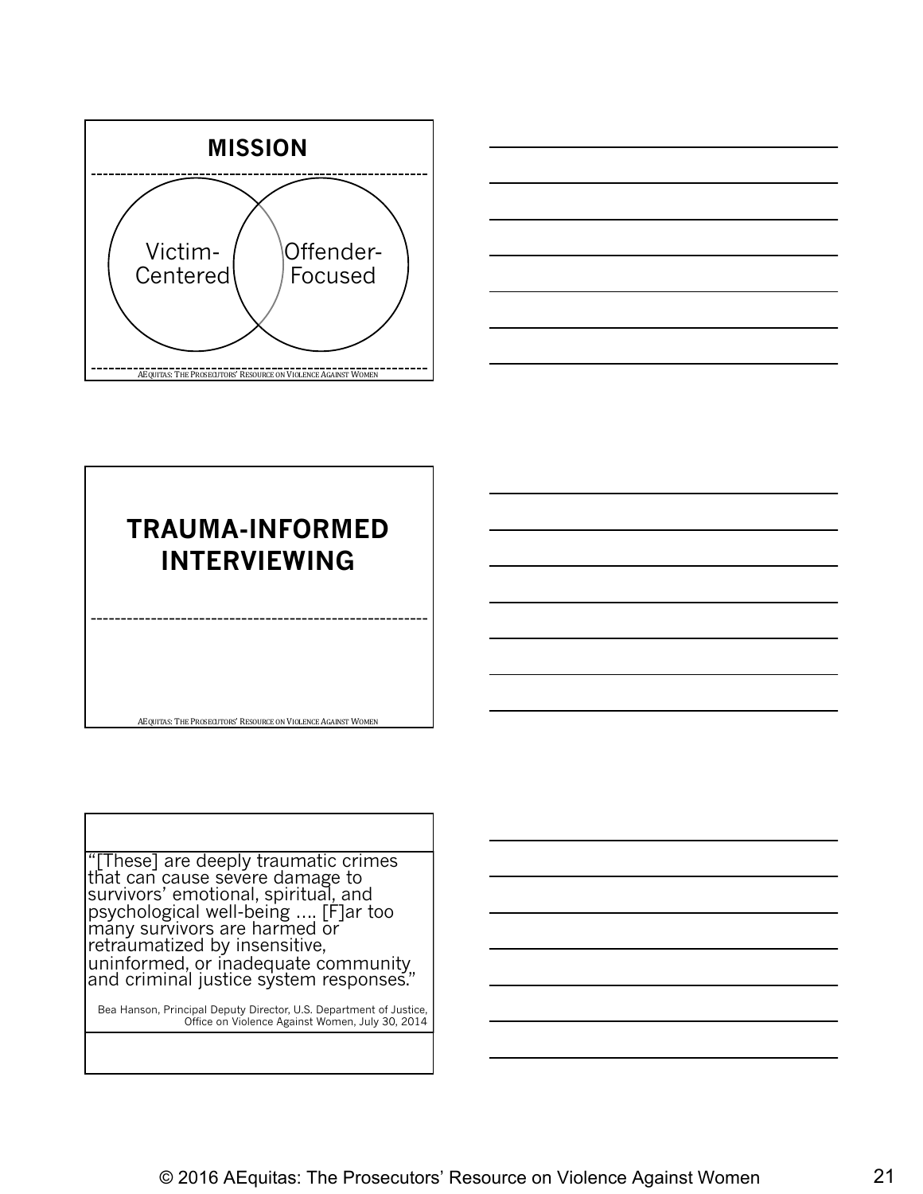## MISSION

Victim-Centered

Offender-Focused

AEQUITAS: THE PROSECUTORS' RESOURCE ON VIOLENCE AGAINST WOMEN

## TRAUMA-INFORMED INTERVIEWING

AEQUITAS: THE PROSECUTORS' RESOURCE ON VIOLENCE AGAINST WOMEN

"[These] are deeply traumatic crimes that can cause severe damage to survivors' emotional, spiritual, and psychological well-being .... [F]ar too many survivors are harmed or retraumatized by insensitive, uninformed, or inadequate community and criminal justice system responses."

Bea Hanson, Principal Deputy Director, U.S. Department of Justice, Office on Violence Against Women, July 30, 2014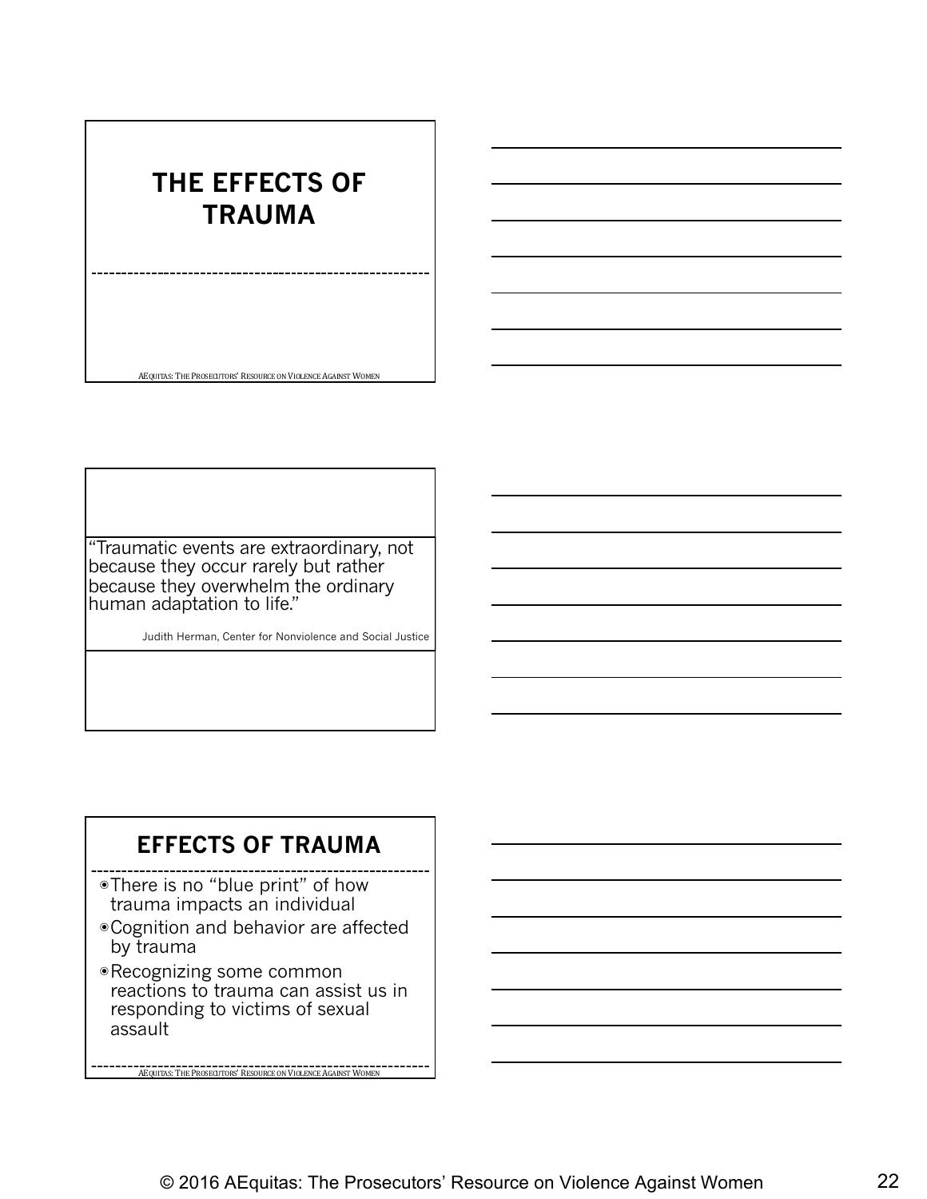# THE EFFECTS OF TRAUMA

AEquitas: The Prosecutors' Resource on Violence Against Women

"Traumatic events are extraordinary, not because they occur rarely but rather because they overwhelm the ordinary human adaptation to life."

Judith Herman, Center for Nonviolence and Social Justice

## EFFECTS OF TRAUMA

- There is no "blue print" of how trauma impacts an individual
- Cognition and behavior are affected by trauma
- Recognizing some common reactions to trauma can assist us in responding to victims of sexual assault

AEquitas: The Prosecutors' Resource on Violence Against Women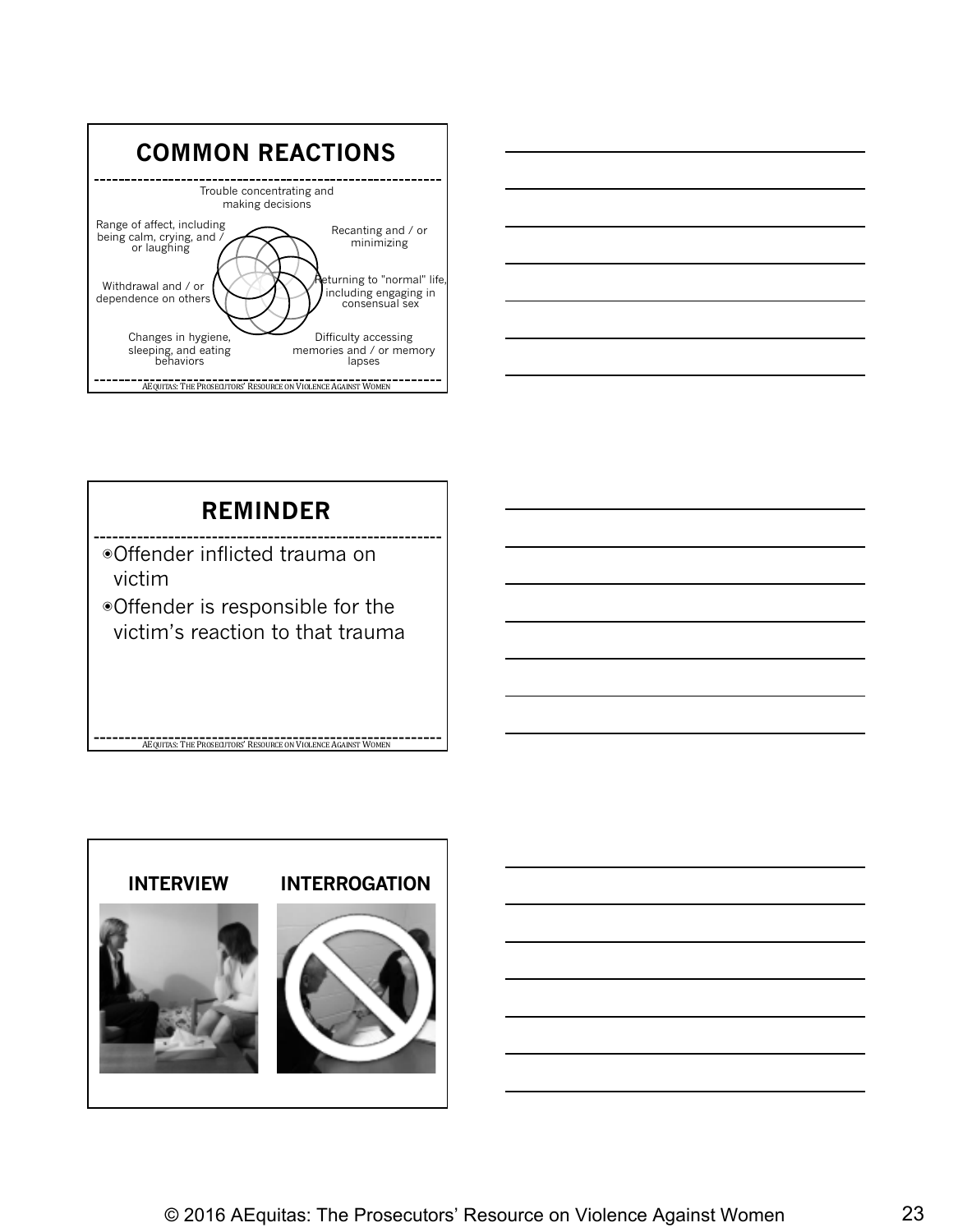## COMMON REACTIONS

- Trouble concentrating and making decisions
- Recanting and / or minimizing
- Returning to "normal" life, including engaging in consensual sex
- Difficulty accessing memories and / or memory lapses
- Changes in hygiene, sleeping, and eating behaviors
- Withdrawal and / or dependence on others
- Range of affect, including being calm, crying, and / or laughing

AEquitas: The Prosecutors' Resource on Violence Against Women

## REMINDER

- Offender inflicted trauma on victim
- Offender is responsible for the victim's reaction to that trauma

AEquitas: The Prosecutors' Resource on Violence Against Women

**INTERVIEW** **INTERROGATION**

© 2016 AEquitas: The Prosecutors' Resource on Violence Against Women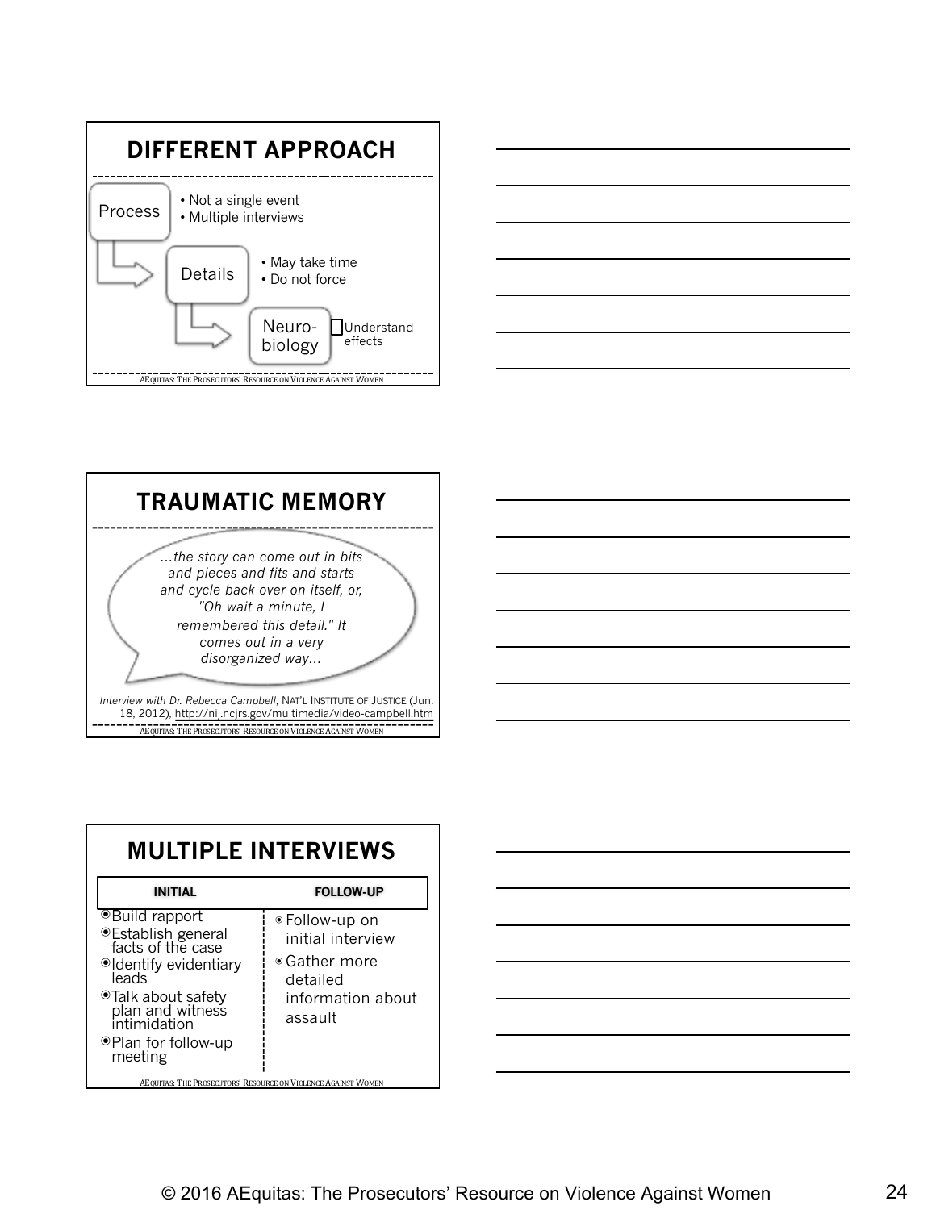## DIFFERENT APPROACH

- **Process**
  - Not a single event
  - Multiple interviews
- **Details**
  - May take time
  - Do not force
- **Neuro-biology**
  - Understand effects

AEQUITAS: THE PROSECUTORS' RESOURCE ON VIOLENCE AGAINST WOMEN

## TRAUMATIC MEMORY

> *...the story can come out in bits and pieces and fits and starts and cycle back over on itself, or, "Oh wait a minute, I remembered this detail." It comes out in a very disorganized way...*

*Interview with Dr. Rebecca Campbell*, NAT'L INSTITUTE OF JUSTICE (Jun. 18, 2012), http://nij.ncjrs.gov/multimedia/video-campbell.htm

AEQUITAS: THE PROSECUTORS' RESOURCE ON VIOLENCE AGAINST WOMEN

## MULTIPLE INTERVIEWS

| INITIAL | FOLLOW-UP |
|---|---|
| • Build rapport<br>• Establish general facts of the case<br>• Identify evidentiary leads<br>• Talk about safety plan and witness intimidation<br>• Plan for follow-up meeting | • Follow-up on initial interview<br>• Gather more detailed information about assault |

AEQUITAS: THE PROSECUTORS' RESOURCE ON VIOLENCE AGAINST WOMEN

© 2016 AEquitas: The Prosecutors' Resource on Violence Against Women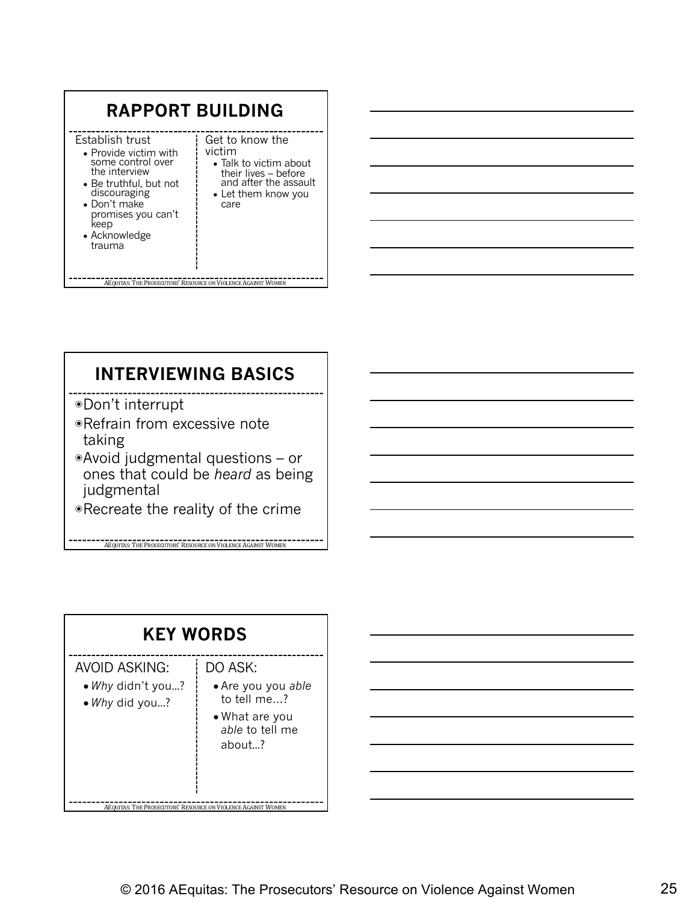## RAPPORT BUILDING

Establish trust

- Provide victim with some control over the interview
- Be truthful, but not discouraging
- Don't make promises you can't keep
- Acknowledge trauma

Get to know the victim

- Talk to victim about their lives – before and after the assault
- Let them know you care

AEQUITAS: THE PROSECUTORS' RESOURCE ON VIOLENCE AGAINST WOMEN

## INTERVIEWING BASICS

- Don't interrupt
- Refrain from excessive note taking
- Avoid judgmental questions – or ones that could be *heard* as being judgmental
- Recreate the reality of the crime

AEQUITAS: THE PROSECUTORS' RESOURCE ON VIOLENCE AGAINST WOMEN

## KEY WORDS

AVOID ASKING:

- *Why* didn't you...?
- *Why* did you...?

DO ASK:

- Are you you *able* to tell me...?
- What are you *able* to tell me about...?

AEQUITAS: THE PROSECUTORS' RESOURCE ON VIOLENCE AGAINST WOMEN

© 2016 AEquitas: The Prosecutors' Resource on Violence Against Women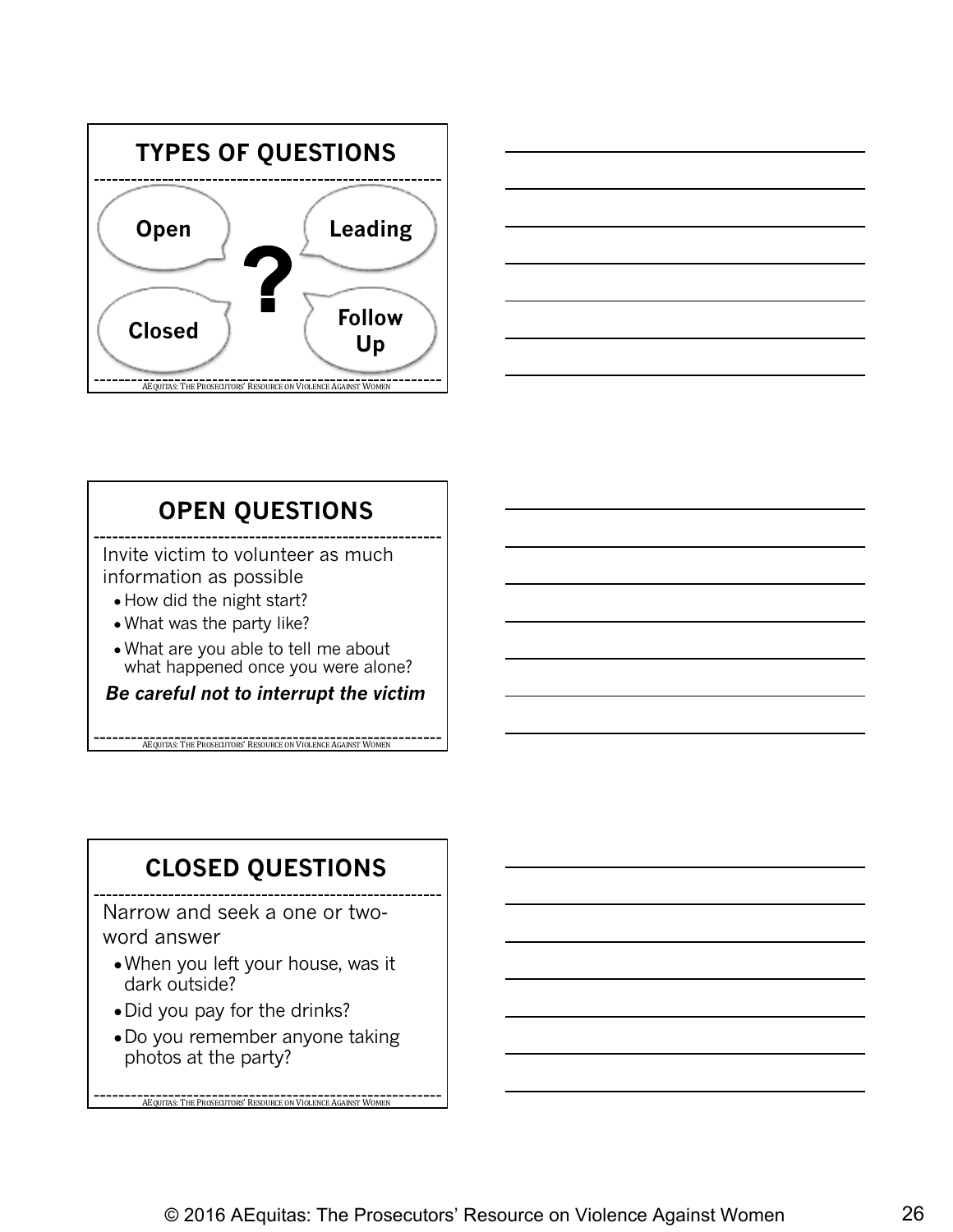## TYPES OF QUESTIONS

- Open
- Leading
- Closed
- Follow Up

AEQUITAS: THE PROSECUTORS' RESOURCE ON VIOLENCE AGAINST WOMEN

## OPEN QUESTIONS

Invite victim to volunteer as much information as possible

- How did the night start?
- What was the party like?
- What are you able to tell me about what happened once you were alone?

***Be careful not to interrupt the victim***

AEQUITAS: THE PROSECUTORS' RESOURCE ON VIOLENCE AGAINST WOMEN

## CLOSED QUESTIONS

Narrow and seek a one or two-word answer

- When you left your house, was it dark outside?
- Did you pay for the drinks?
- Do you remember anyone taking photos at the party?

AEQUITAS: THE PROSECUTORS' RESOURCE ON VIOLENCE AGAINST WOMEN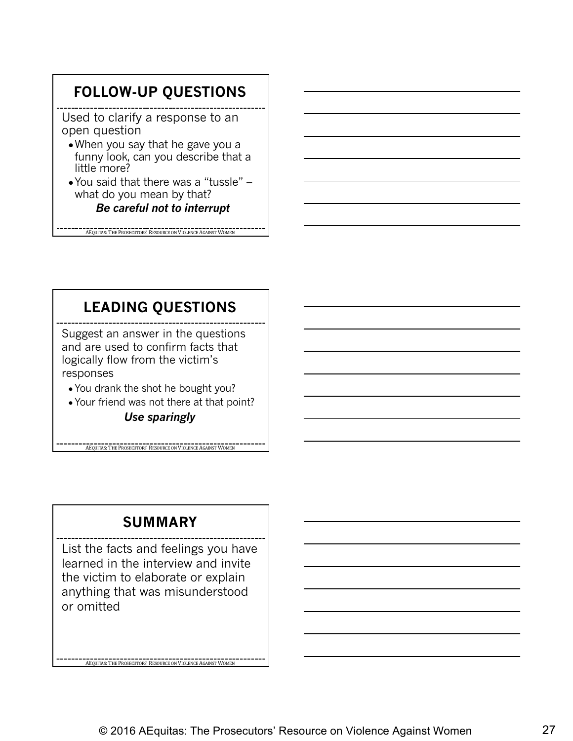## FOLLOW-UP QUESTIONS

Used to clarify a response to an open question

- When you say that he gave you a funny look, can you describe that a little more?
- You said that there was a "tussle" – what do you mean by that?

***Be careful not to interrupt***

AEquitas: The Prosecutors' Resource on Violence Against Women

## LEADING QUESTIONS

Suggest an answer in the questions and are used to confirm facts that logically flow from the victim's responses

- You drank the shot he bought you?
- Your friend was not there at that point?

***Use sparingly***

AEquitas: The Prosecutors' Resource on Violence Against Women

## SUMMARY

List the facts and feelings you have learned in the interview and invite the victim to elaborate or explain anything that was misunderstood or omitted

AEquitas: The Prosecutors' Resource on Violence Against Women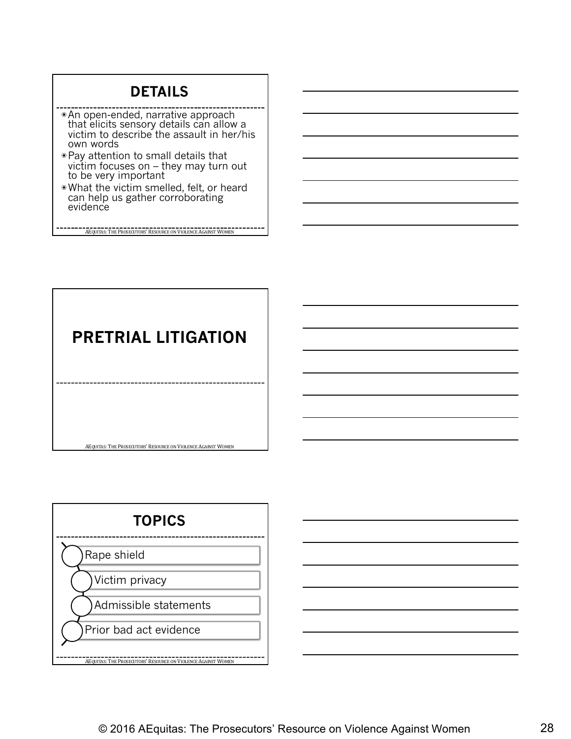## DETAILS

- An open-ended, narrative approach that elicits sensory details can allow a victim to describe the assault in her/his own words
- Pay attention to small details that victim focuses on – they may turn out to be very important
- What the victim smelled, felt, or heard can help us gather corroborating evidence

## PRETRIAL LITIGATION

## TOPICS

- Rape shield
- Victim privacy
- Admissible statements
- Prior bad act evidence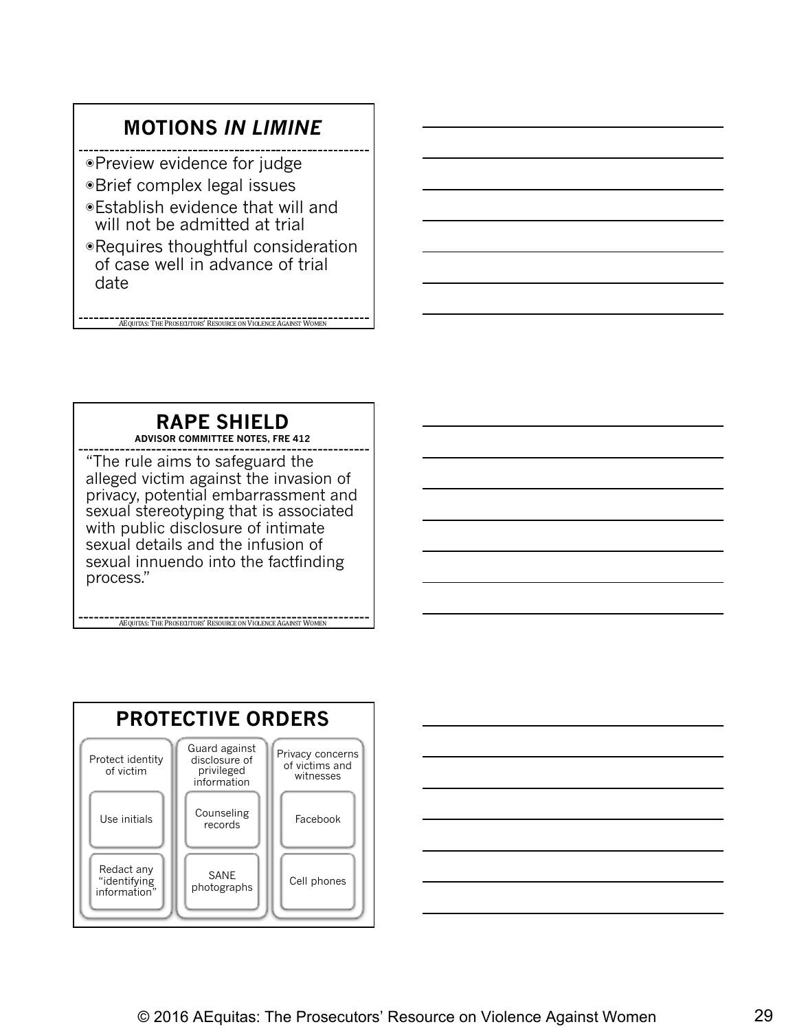## MOTIONS *IN LIMINE*

- Preview evidence for judge
- Brief complex legal issues
- Establish evidence that will and will not be admitted at trial
- Requires thoughtful consideration of case well in advance of trial date

AEQUITAS: THE PROSECUTORS' RESOURCE ON VIOLENCE AGAINST WOMEN

## RAPE SHIELD

**ADVISOR COMMITTEE NOTES, FRE 412**

"The rule aims to safeguard the alleged victim against the invasion of privacy, potential embarrassment and sexual stereotyping that is associated with public disclosure of intimate sexual details and the infusion of sexual innuendo into the factfinding process."

AEQUITAS: THE PROSECUTORS' RESOURCE ON VIOLENCE AGAINST WOMEN

## PROTECTIVE ORDERS

- Protect identity of victim
  - Use initials
  - Redact any "identifying information"
- Guard against disclosure of privileged information
  - Counseling records
  - SANE photographs
- Privacy concerns of victims and witnesses
  - Facebook
  - Cell phones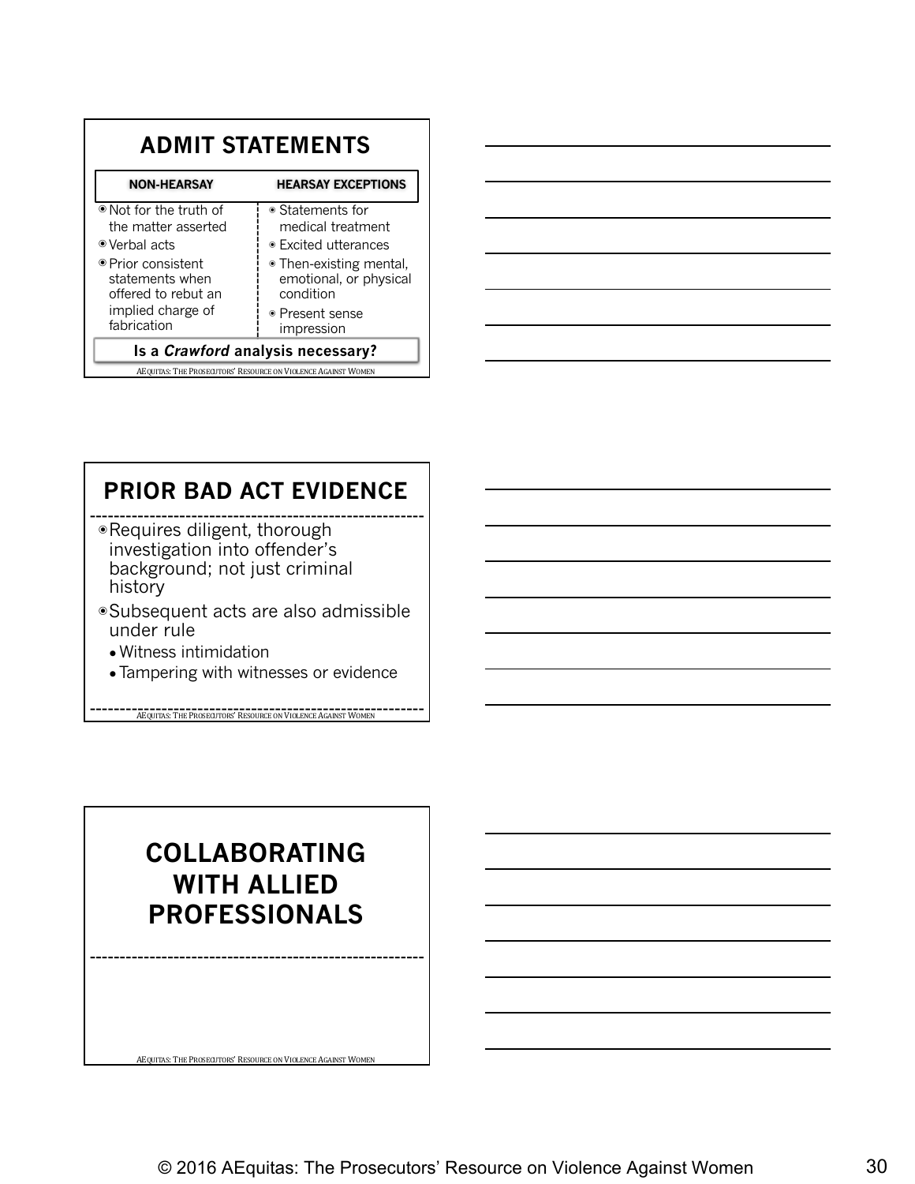## ADMIT STATEMENTS

| NON-HEARSAY | HEARSAY EXCEPTIONS |
|---|---|
| Not for the truth of the matter asserted | Statements for medical treatment |
| Verbal acts | Excited utterances |
| Prior consistent statements when offered to rebut an implied charge of fabrication | Then-existing mental, emotional, or physical condition |
| | Present sense impression |

**Is a *Crawford* analysis necessary?**

AEQUITAS: THE PROSECUTORS' RESOURCE ON VIOLENCE AGAINST WOMEN

## PRIOR BAD ACT EVIDENCE

- Requires diligent, thorough investigation into offender's background; not just criminal history
- Subsequent acts are also admissible under rule
  - Witness intimidation
  - Tampering with witnesses or evidence

AEQUITAS: THE PROSECUTORS' RESOURCE ON VIOLENCE AGAINST WOMEN

## COLLABORATING WITH ALLIED PROFESSIONALS

AEQUITAS: THE PROSECUTORS' RESOURCE ON VIOLENCE AGAINST WOMEN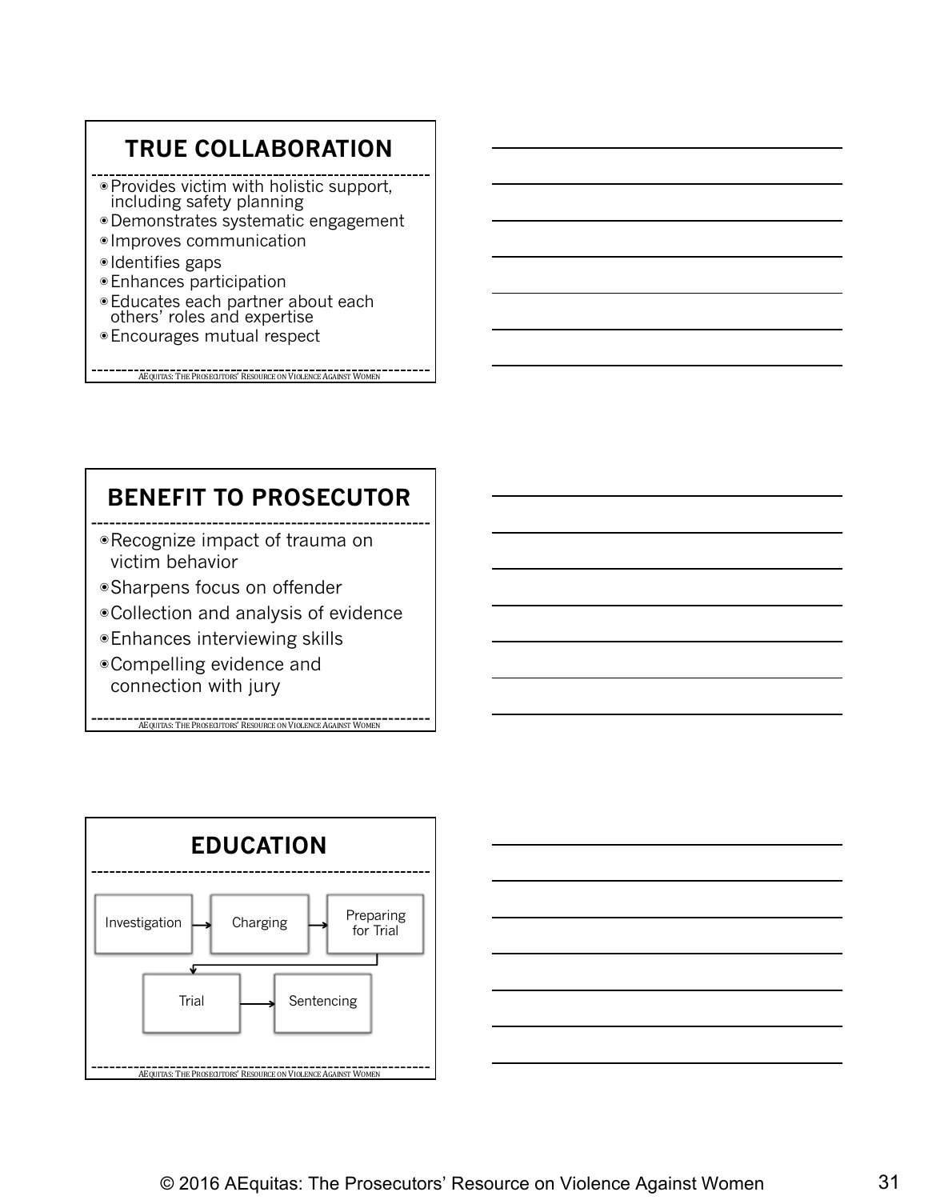## TRUE COLLABORATION

- Provides victim with holistic support, including safety planning
- Demonstrates systematic engagement
- Improves communication
- Identifies gaps
- Enhances participation
- Educates each partner about each others' roles and expertise
- Encourages mutual respect

AEQUITAS: THE PROSECUTORS' RESOURCE ON VIOLENCE AGAINST WOMEN

## BENEFIT TO PROSECUTOR

- Recognize impact of trauma on victim behavior
- Sharpens focus on offender
- Collection and analysis of evidence
- Enhances interviewing skills
- Compelling evidence and connection with jury

AEQUITAS: THE PROSECUTORS' RESOURCE ON VIOLENCE AGAINST WOMEN

## EDUCATION

Investigation → Charging → Preparing for Trial → Trial → Sentencing

AEQUITAS: THE PROSECUTORS' RESOURCE ON VIOLENCE AGAINST WOMEN

© 2016 AEquitas: The Prosecutors' Resource on Violence Against Women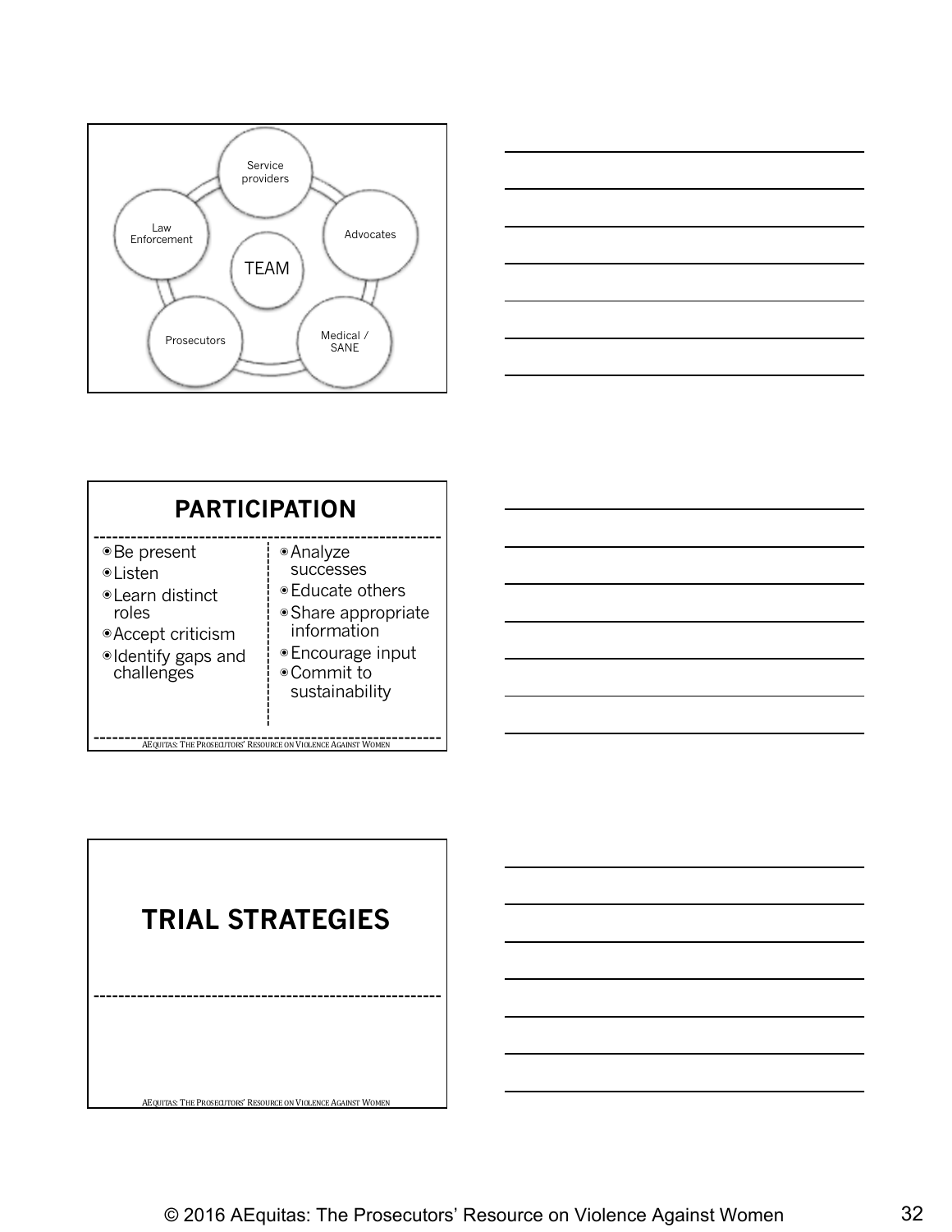TEAM

- Service providers
- Advocates
- Medical / SANE
- Prosecutors
- Law Enforcement

## PARTICIPATION

- Be present
- Listen
- Learn distinct roles
- Accept criticism
- Identify gaps and challenges
- Analyze successes
- Educate others
- Share appropriate information
- Encourage input
- Commit to sustainability

AEQUITAS: THE PROSECUTORS' RESOURCE ON VIOLENCE AGAINST WOMEN

## TRIAL STRATEGIES

AEQUITAS: THE PROSECUTORS' RESOURCE ON VIOLENCE AGAINST WOMEN

© 2016 AEquitas: The Prosecutors' Resource on Violence Against Women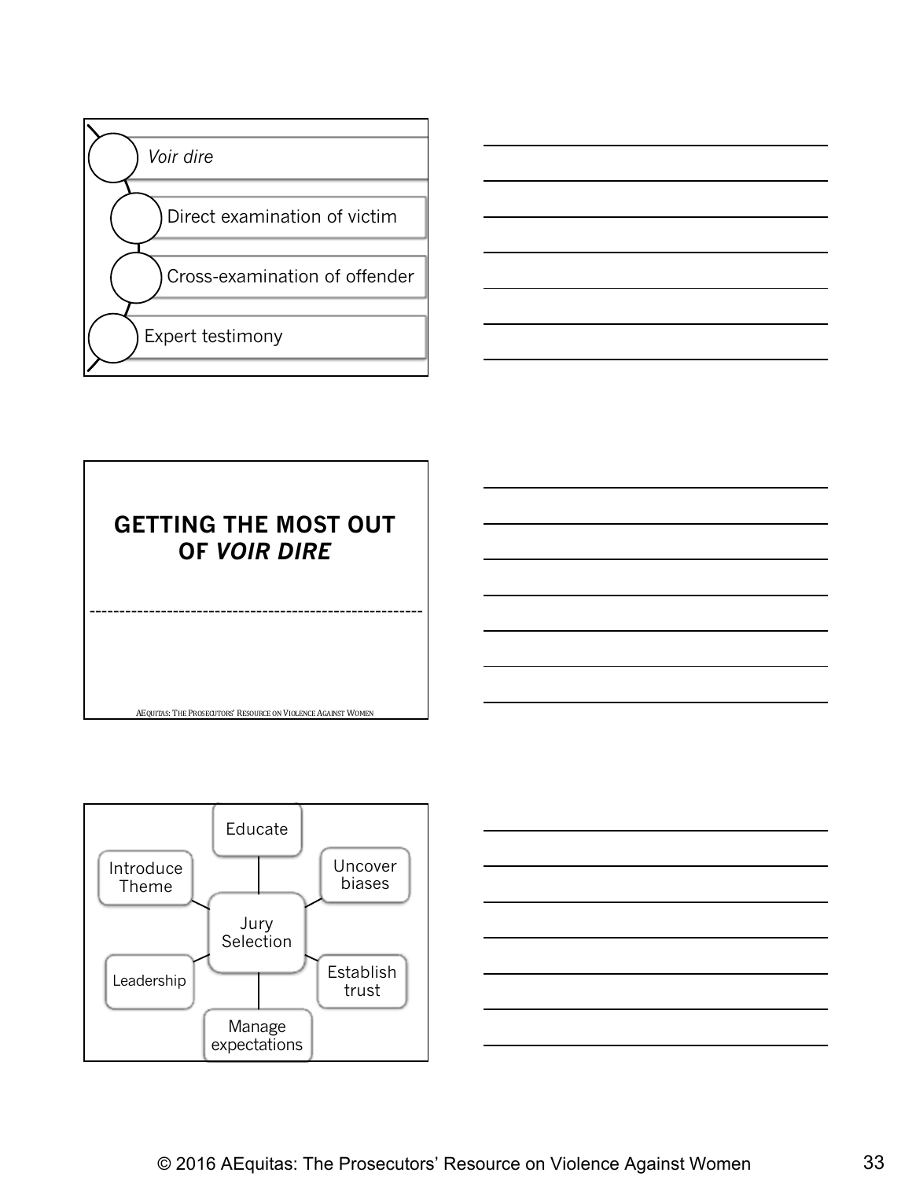- *Voir dire*
- Direct examination of victim
- Cross-examination of offender
- Expert testimony

## GETTING THE MOST OUT OF *VOIR DIRE*

AEquitas: The Prosecutors' Resource on Violence Against Women

**Jury Selection**

- Educate
- Uncover biases
- Establish trust
- Manage expectations
- Leadership
- Introduce Theme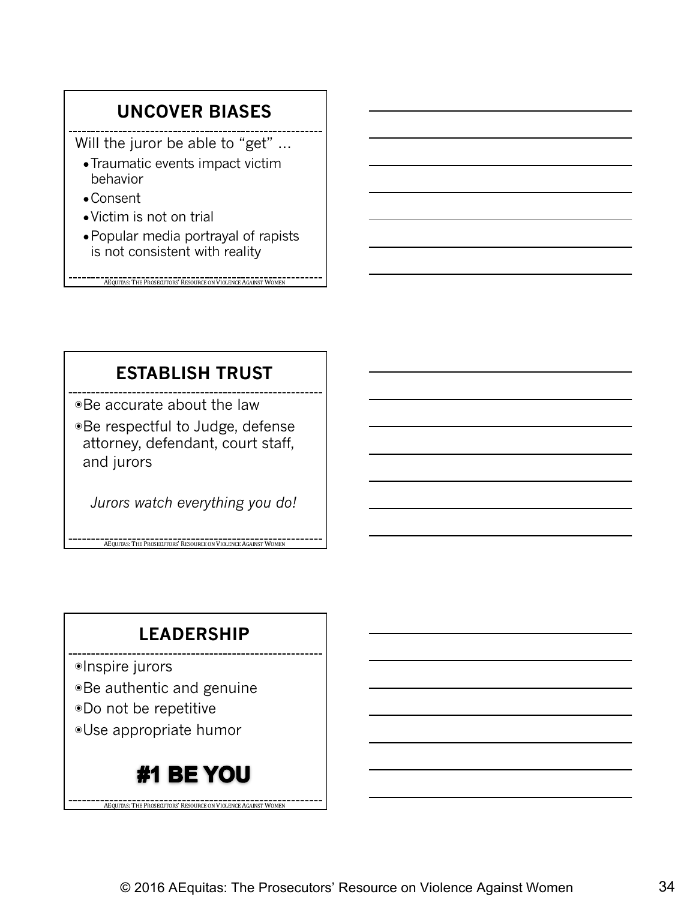## UNCOVER BIASES

Will the juror be able to "get" …

- Traumatic events impact victim behavior
- Consent
- Victim is not on trial
- Popular media portrayal of rapists is not consistent with reality

AEQUITAS: THE PROSECUTORS' RESOURCE ON VIOLENCE AGAINST WOMEN

## ESTABLISH TRUST

- Be accurate about the law
- Be respectful to Judge, defense attorney, defendant, court staff, and jurors

*Jurors watch everything you do!*

AEQUITAS: THE PROSECUTORS' RESOURCE ON VIOLENCE AGAINST WOMEN

## LEADERSHIP

- Inspire jurors
- Be authentic and genuine
- Do not be repetitive
- Use appropriate humor

**#1 BE YOU**

AEQUITAS: THE PROSECUTORS' RESOURCE ON VIOLENCE AGAINST WOMEN

© 2016 AEquitas: The Prosecutors' Resource on Violence Against Women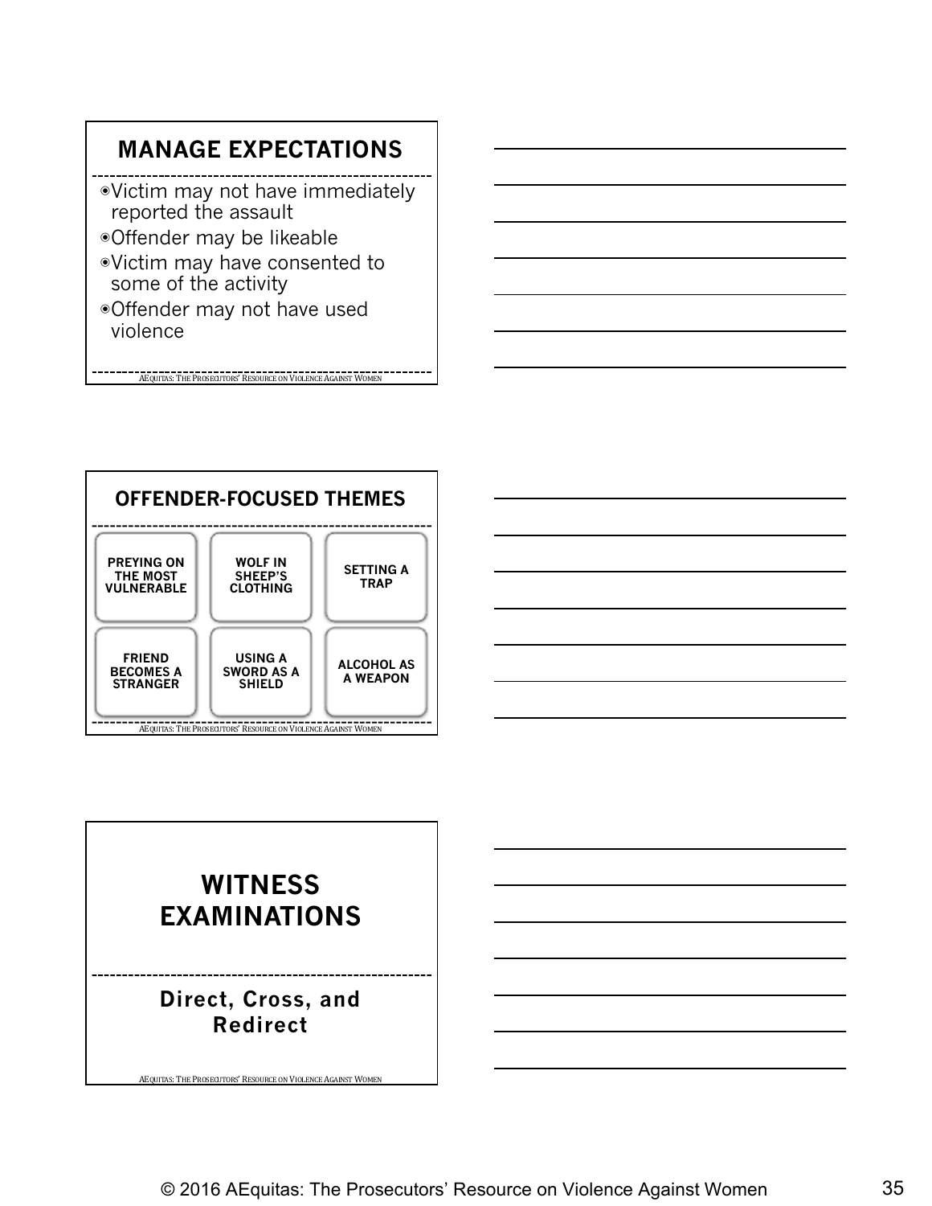## MANAGE EXPECTATIONS

- Victim may not have immediately reported the assault
- Offender may be likeable
- Victim may have consented to some of the activity
- Offender may not have used violence

AEQUITAS: THE PROSECUTORS' RESOURCE ON VIOLENCE AGAINST WOMEN

## OFFENDER-FOCUSED THEMES

| | | |
|---|---|---|
| PREYING ON THE MOST VULNERABLE | WOLF IN SHEEP'S CLOTHING | SETTING A TRAP |
| FRIEND BECOMES A STRANGER | USING A SWORD AS A SHIELD | ALCOHOL AS A WEAPON |

AEQUITAS: THE PROSECUTORS' RESOURCE ON VIOLENCE AGAINST WOMEN

## WITNESS EXAMINATIONS

**Direct, Cross, and Redirect**

AEQUITAS: THE PROSECUTORS' RESOURCE ON VIOLENCE AGAINST WOMEN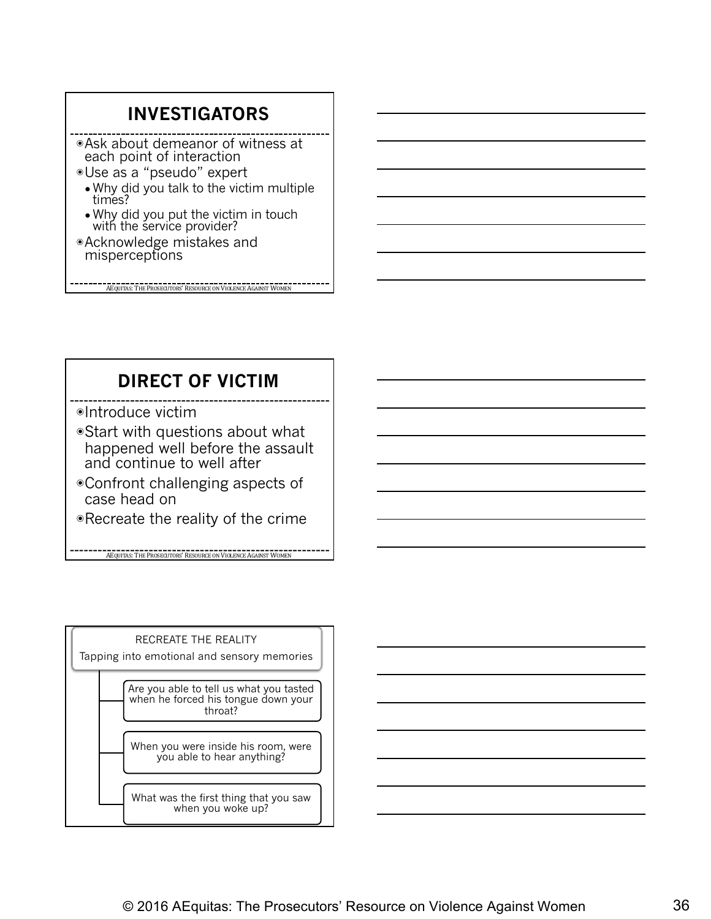## INVESTIGATORS

- Ask about demeanor of witness at each point of interaction
- Use as a “pseudo” expert
  - Why did you talk to the victim multiple times?
  - Why did you put the victim in touch with the service provider?
- Acknowledge mistakes and misperceptions

AEquitas: The Prosecutors’ Resource on Violence Against Women

## DIRECT OF VICTIM

- Introduce victim
- Start with questions about what happened well before the assault and continue to well after
- Confront challenging aspects of case head on
- Recreate the reality of the crime

AEquitas: The Prosecutors’ Resource on Violence Against Women

RECREATE THE REALITY

Tapping into emotional and sensory memories

- Are you able to tell us what you tasted when he forced his tongue down your throat?
- When you were inside his room, were you able to hear anything?
- What was the first thing that you saw when you woke up?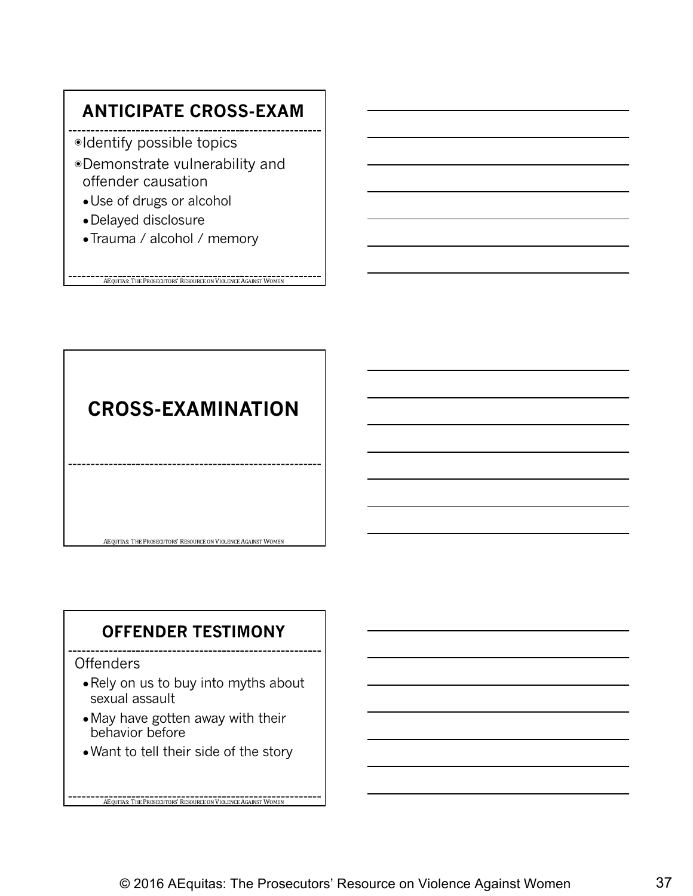## ANTICIPATE CROSS-EXAM

- Identify possible topics
- Demonstrate vulnerability and offender causation
  - Use of drugs or alcohol
  - Delayed disclosure
  - Trauma / alcohol / memory

AEQUITAS: THE PROSECUTORS' RESOURCE ON VIOLENCE AGAINST WOMEN

## CROSS-EXAMINATION

AEQUITAS: THE PROSECUTORS' RESOURCE ON VIOLENCE AGAINST WOMEN

## OFFENDER TESTIMONY

Offenders

- Rely on us to buy into myths about sexual assault
- May have gotten away with their behavior before
- Want to tell their side of the story

AEQUITAS: THE PROSECUTORS' RESOURCE ON VIOLENCE AGAINST WOMEN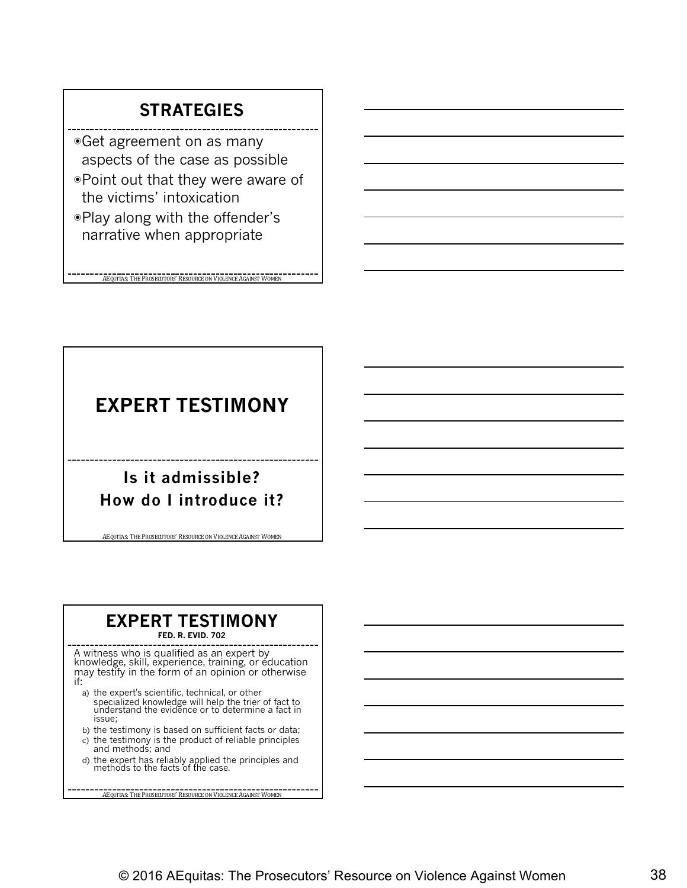## STRATEGIES

- Get agreement on as many aspects of the case as possible
- Point out that they were aware of the victims' intoxication
- Play along with the offender's narrative when appropriate

AEQUITAS: THE PROSECUTORS' RESOURCE ON VIOLENCE AGAINST WOMEN

## EXPERT TESTIMONY

**Is it admissible?**
**How do I introduce it?**

AEQUITAS: THE PROSECUTORS' RESOURCE ON VIOLENCE AGAINST WOMEN

## EXPERT TESTIMONY

**FED. R. EVID. 702**

A witness who is qualified as an expert by knowledge, skill, experience, training, or education may testify in the form of an opinion or otherwise if:

a) the expert's scientific, technical, or other specialized knowledge will help the trier of fact to understand the evidence or to determine a fact in issue;
b) the testimony is based on sufficient facts or data;
c) the testimony is the product of reliable principles and methods; and
d) the expert has reliably applied the principles and methods to the facts of the case.

AEQUITAS: THE PROSECUTORS' RESOURCE ON VIOLENCE AGAINST WOMEN

© 2016 AEquitas: The Prosecutors' Resource on Violence Against Women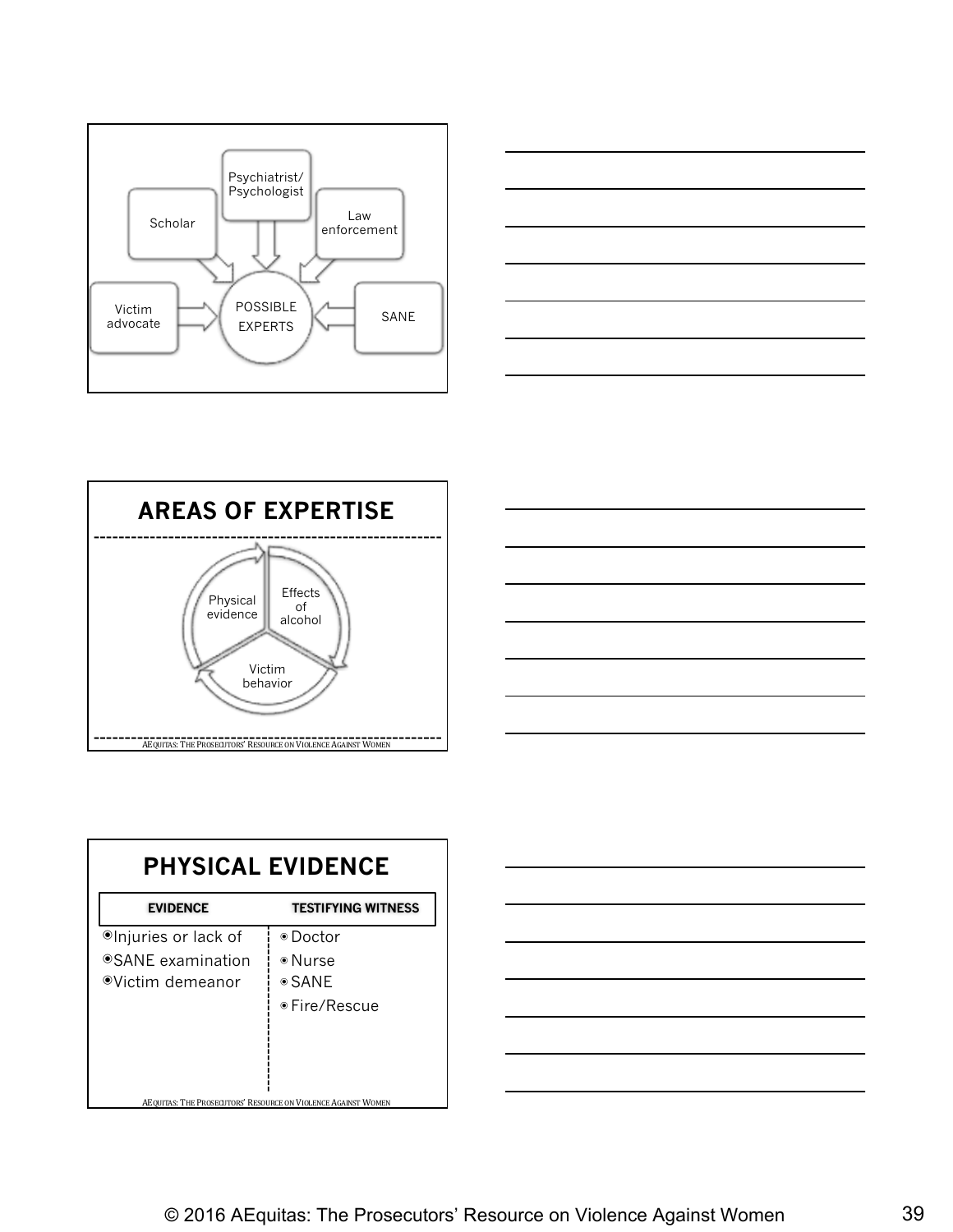Scholar

Psychiatrist/ Psychologist

Law enforcement

Victim advocate

POSSIBLE EXPERTS

SANE

## AREAS OF EXPERTISE

Physical evidence

Effects of alcohol

Victim behavior

AEQUITAS: THE PROSECUTORS' RESOURCE ON VIOLENCE AGAINST WOMEN

## PHYSICAL EVIDENCE

| EVIDENCE | TESTIFYING WITNESS |
| --- | --- |
| Injuries or lack of | Doctor |
| SANE examination | Nurse |
| Victim demeanor | SANE |
| | Fire/Rescue |

AEQUITAS: THE PROSECUTORS' RESOURCE ON VIOLENCE AGAINST WOMEN

© 2016 AEquitas: The Prosecutors' Resource on Violence Against Women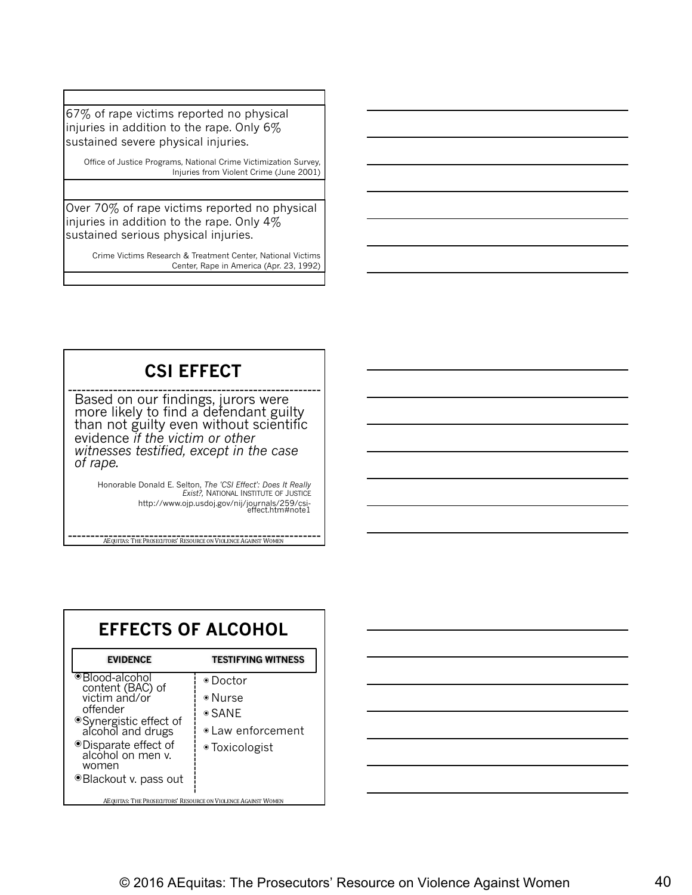67% of rape victims reported no physical injuries in addition to the rape. Only 6% sustained severe physical injuries.

Office of Justice Programs, National Crime Victimization Survey, Injuries from Violent Crime (June 2001)

Over 70% of rape victims reported no physical injuries in addition to the rape. Only 4% sustained serious physical injuries.

Crime Victims Research & Treatment Center, National Victims Center, Rape in America (Apr. 23, 1992)

## CSI EFFECT

Based on our findings, jurors were more likely to find a defendant guilty than not guilty even without scientific evidence *if the victim or other witnesses testified, except in the case of rape.*

Honorable Donald E. Selton, *The 'CSI Effect': Does It Really Exist?*, NATIONAL INSTITUTE OF JUSTICE http://www.ojp.usdoj.gov/nij/journals/259/csi-effect.htm#note1

AEQUITAS: THE PROSECUTORS' RESOURCE ON VIOLENCE AGAINST WOMEN

## EFFECTS OF ALCOHOL

| EVIDENCE | TESTIFYING WITNESS |
| --- | --- |
| Blood-alcohol content (BAC) of victim and/or offender | Doctor |
| Synergistic effect of alcohol and drugs | Nurse |
| Disparate effect of alcohol on men v. women | SANE |
| Blackout v. pass out | Law enforcement |
| | Toxicologist |

AEQUITAS: THE PROSECUTORS' RESOURCE ON VIOLENCE AGAINST WOMEN

© 2016 AEquitas: The Prosecutors' Resource on Violence Against Women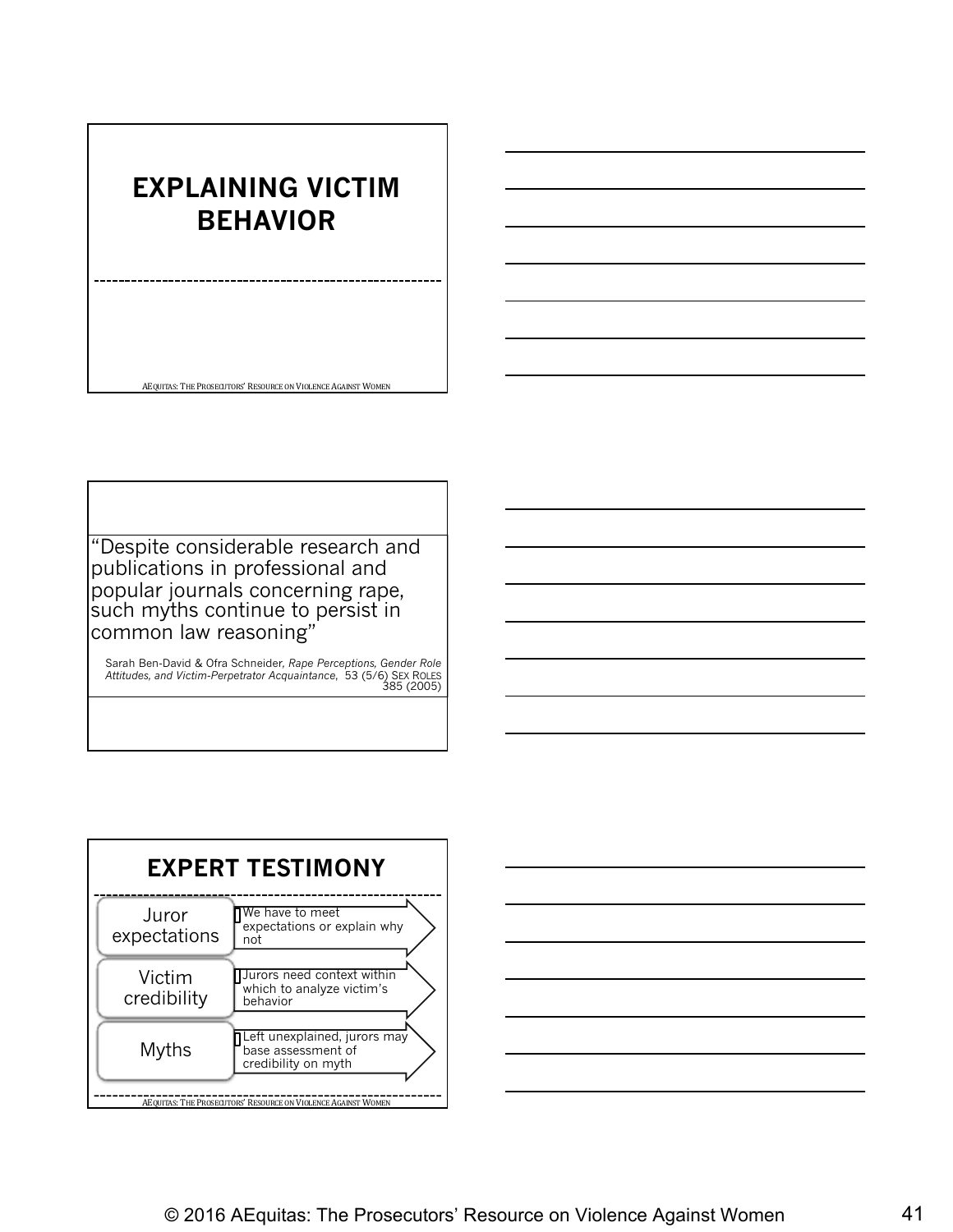# EXPLAINING VICTIM BEHAVIOR

AEQUITAS: THE PROSECUTORS' RESOURCE ON VIOLENCE AGAINST WOMEN

"Despite considerable research and publications in professional and popular journals concerning rape, such myths continue to persist in common law reasoning"

Sarah Ben-David & Ofra Schneider, *Rape Perceptions, Gender Role Attitudes, and Victim-Perpetrator Acquaintance,* 53 (5/6) SEX ROLES 385 (2005)

## EXPERT TESTIMONY

- Juror expectations
  - We have to meet expectations or explain why not
- Victim credibility
  - Jurors need context within which to analyze victim's behavior
- Myths
  - Left unexplained, jurors may base assessment of credibility on myth

AEQUITAS: THE PROSECUTORS' RESOURCE ON VIOLENCE AGAINST WOMEN

© 2016 AEquitas: The Prosecutors' Resource on Violence Against Women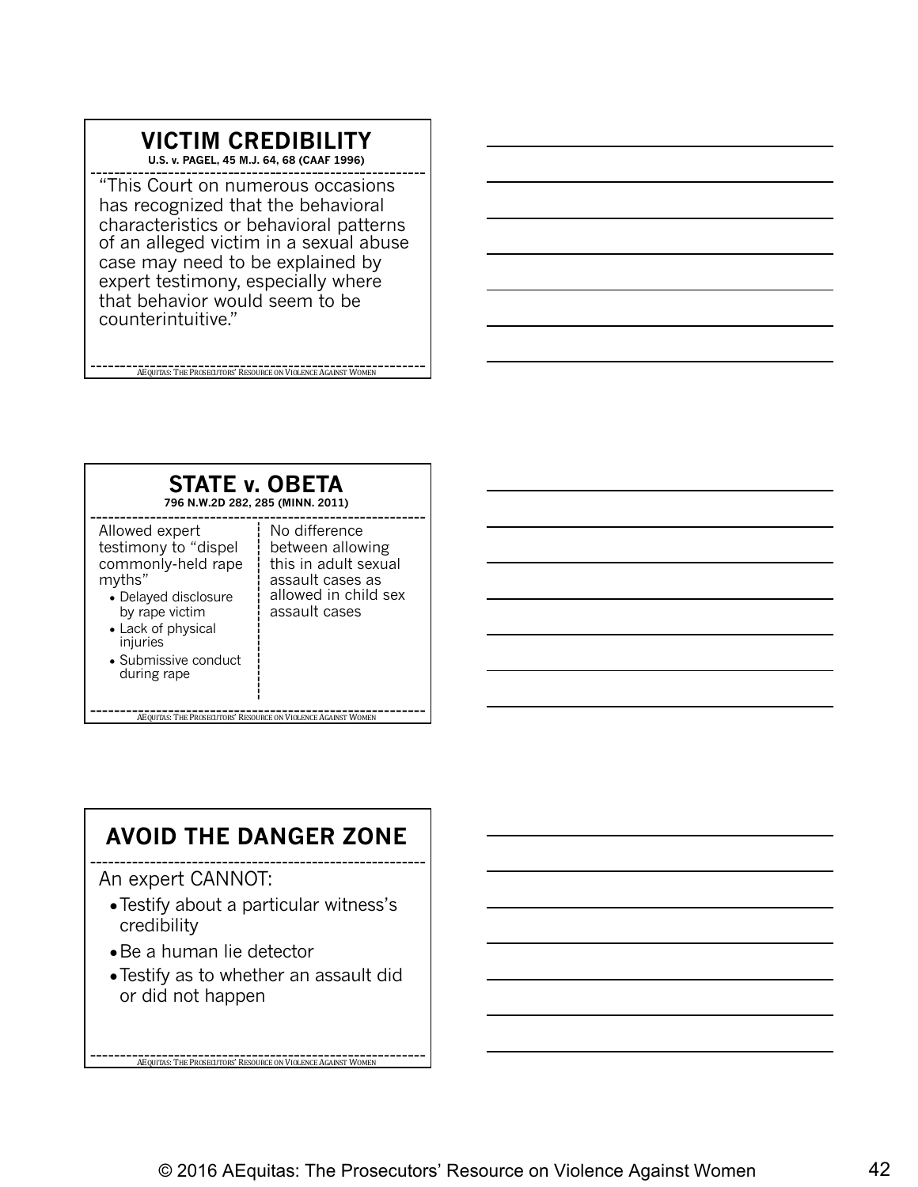## VICTIM CREDIBILITY

**U.S. v. PAGEL, 45 M.J. 64, 68 (CAAF 1996)**

"This Court on numerous occasions has recognized that the behavioral characteristics or behavioral patterns of an alleged victim in a sexual abuse case may need to be explained by expert testimony, especially where that behavior would seem to be counterintuitive."

AEQUITAS: THE PROSECUTORS' RESOURCE ON VIOLENCE AGAINST WOMEN

## STATE v. OBETA

**796 N.W.2D 282, 285 (MINN. 2011)**

Allowed expert testimony to "dispel commonly-held rape myths"

- Delayed disclosure by rape victim
- Lack of physical injuries
- Submissive conduct during rape

No difference between allowing this in adult sexual assault cases as allowed in child sex assault cases

AEQUITAS: THE PROSECUTORS' RESOURCE ON VIOLENCE AGAINST WOMEN

## AVOID THE DANGER ZONE

An expert CANNOT:

- Testify about a particular witness's credibility
- Be a human lie detector
- Testify as to whether an assault did or did not happen

AEQUITAS: THE PROSECUTORS' RESOURCE ON VIOLENCE AGAINST WOMEN

© 2016 AEquitas: The Prosecutors' Resource on Violence Against Women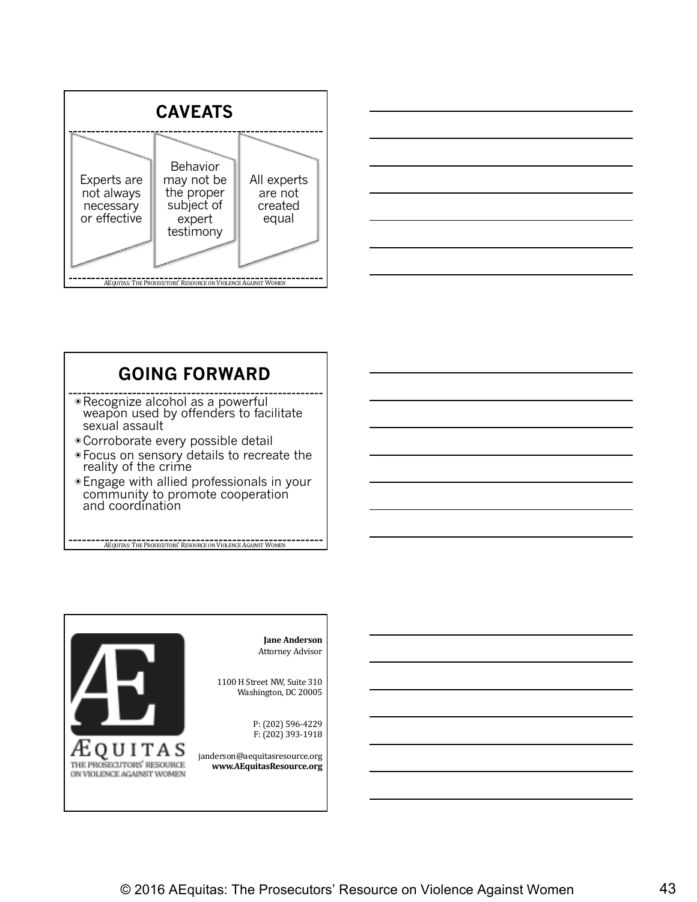## CAVEATS

- Experts are not always necessary or effective
- Behavior may not be the proper subject of expert testimony
- All experts are not created equal

AEQUITAS: THE PROSECUTORS' RESOURCE ON VIOLENCE AGAINST WOMEN

## GOING FORWARD

- Recognize alcohol as a powerful weapon used by offenders to facilitate sexual assault
- Corroborate every possible detail
- Focus on sensory details to recreate the reality of the crime
- Engage with allied professionals in your community to promote cooperation and coordination

AEQUITAS: THE PROSECUTORS' RESOURCE ON VIOLENCE AGAINST WOMEN

ÆQUITAS
THE PROSECUTORS' RESOURCE ON VIOLENCE AGAINST WOMEN

**Jane Anderson**
Attorney Advisor

1100 H Street NW, Suite 310
Washington, DC 20005

P: (202) 596-4229
F: (202) 393-1918

janderson@aequitasresource.org
**www.AEquitasResource.org**

© 2016 AEquitas: The Prosecutors' Resource on Violence Against Women